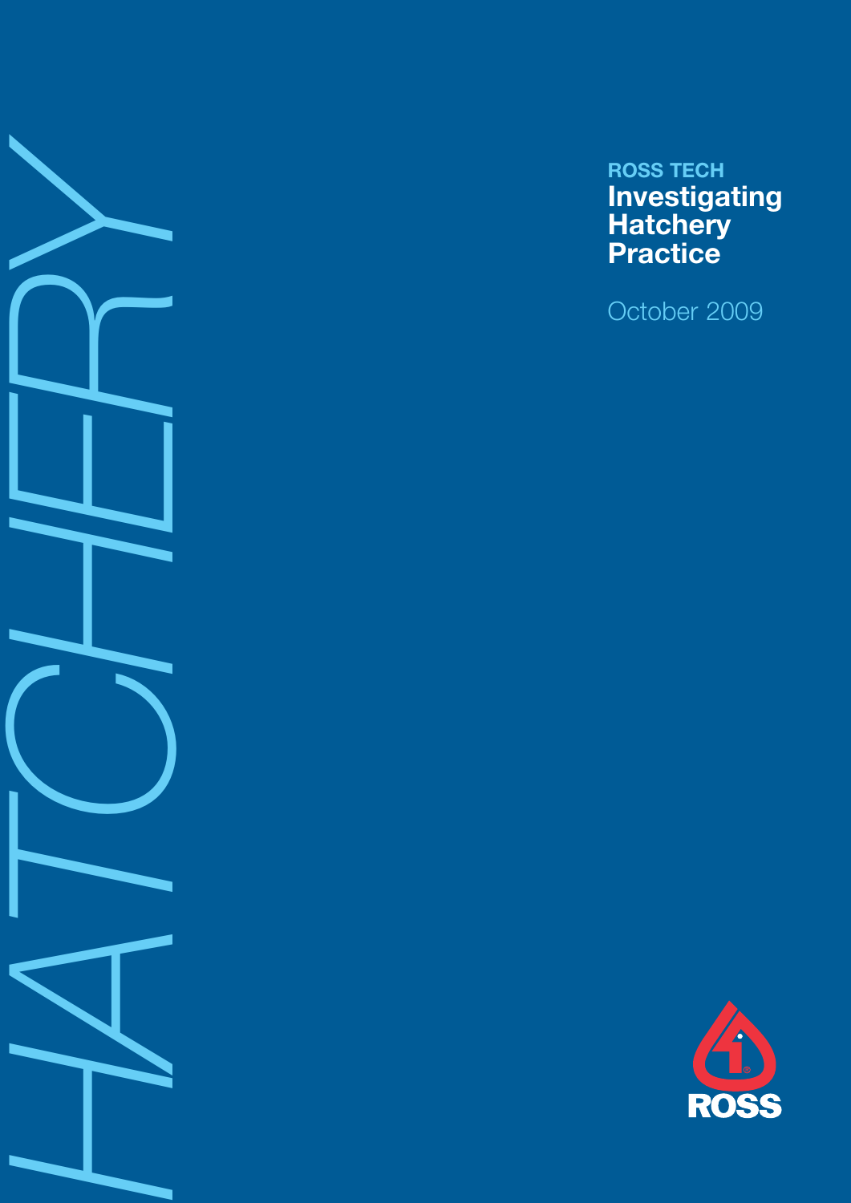HATCHERY

ROSS TECH

# Investigating Hatchery Practice

October 2009

ROSS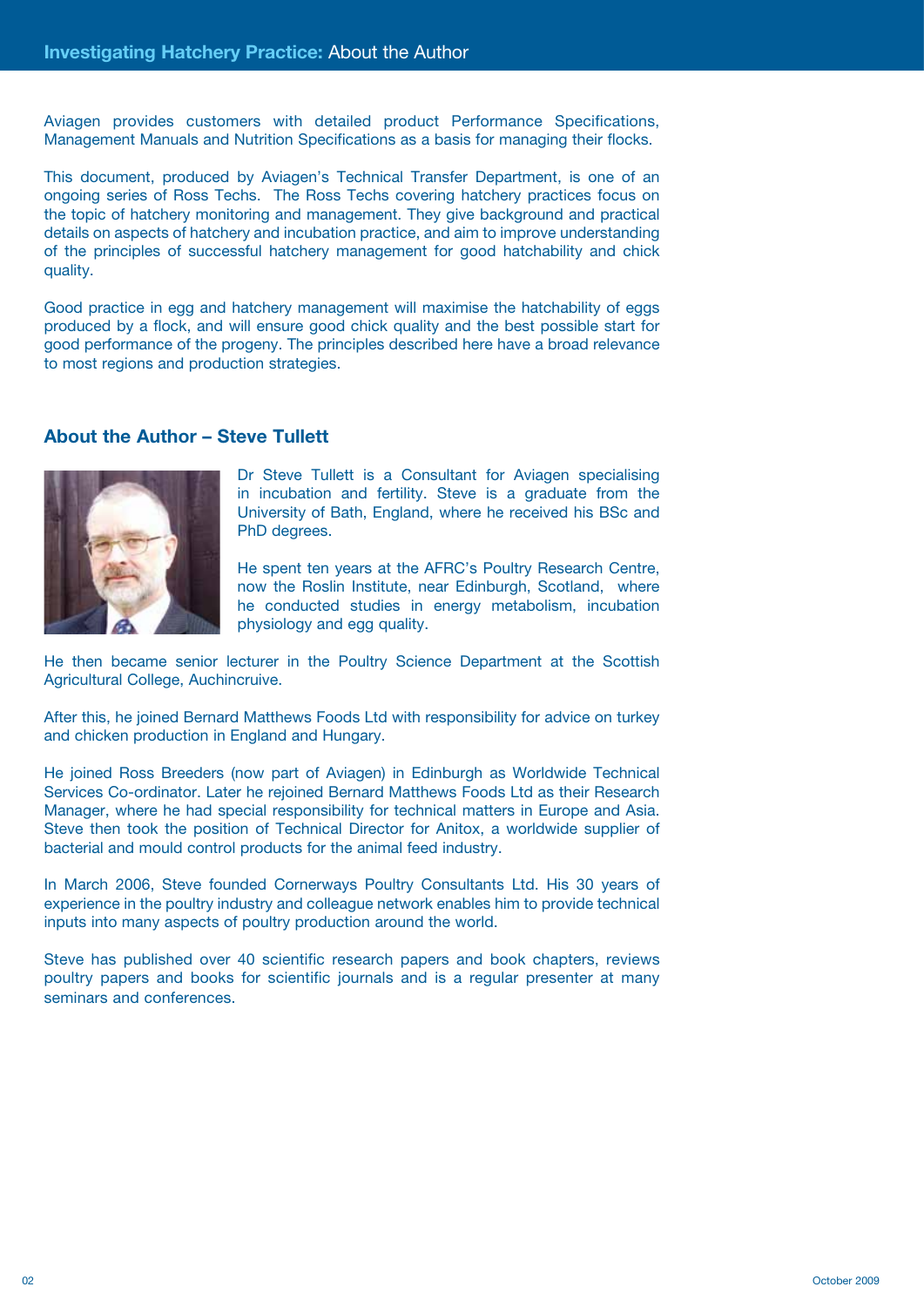Aviagen provides customers with detailed product Performance Specifications, Management Manuals and Nutrition Specifications as a basis for managing their flocks.

This document, produced by Aviagen's Technical Transfer Department, is one of an ongoing series of Ross Techs. The Ross Techs covering hatchery practices focus on the topic of hatchery monitoring and management. They give background and practical details on aspects of hatchery and incubation practice, and aim to improve understanding of the principles of successful hatchery management for good hatchability and chick quality.

Good practice in egg and hatchery management will maximise the hatchability of eggs produced by a flock, and will ensure good chick quality and the best possible start for good performance of the progeny. The principles described here have a broad relevance to most regions and production strategies.

## About the Author – Steve Tullett

Dr Steve Tullett is a Consultant for Aviagen specialising in incubation and fertility. Steve is a graduate from the University of Bath, England, where he received his BSc and PhD degrees.

He spent ten years at the AFRC's Poultry Research Centre, now the Roslin Institute, near Edinburgh, Scotland, where he conducted studies in energy metabolism, incubation physiology and egg quality.

He then became senior lecturer in the Poultry Science Department at the Scottish Agricultural College, Auchincruive.

After this, he joined Bernard Matthews Foods Ltd with responsibility for advice on turkey and chicken production in England and Hungary.

He joined Ross Breeders (now part of Aviagen) in Edinburgh as Worldwide Technical Services Co-ordinator. Later he rejoined Bernard Matthews Foods Ltd as their Research Manager, where he had special responsibility for technical matters in Europe and Asia. Steve then took the position of Technical Director for Anitox, a worldwide supplier of bacterial and mould control products for the animal feed industry.

In March 2006, Steve founded Cornerways Poultry Consultants Ltd. His 30 years of experience in the poultry industry and colleague network enables him to provide technical inputs into many aspects of poultry production around the world.

Steve has published over 40 scientific research papers and book chapters, reviews poultry papers and books for scientific journals and is a regular presenter at many seminars and conferences.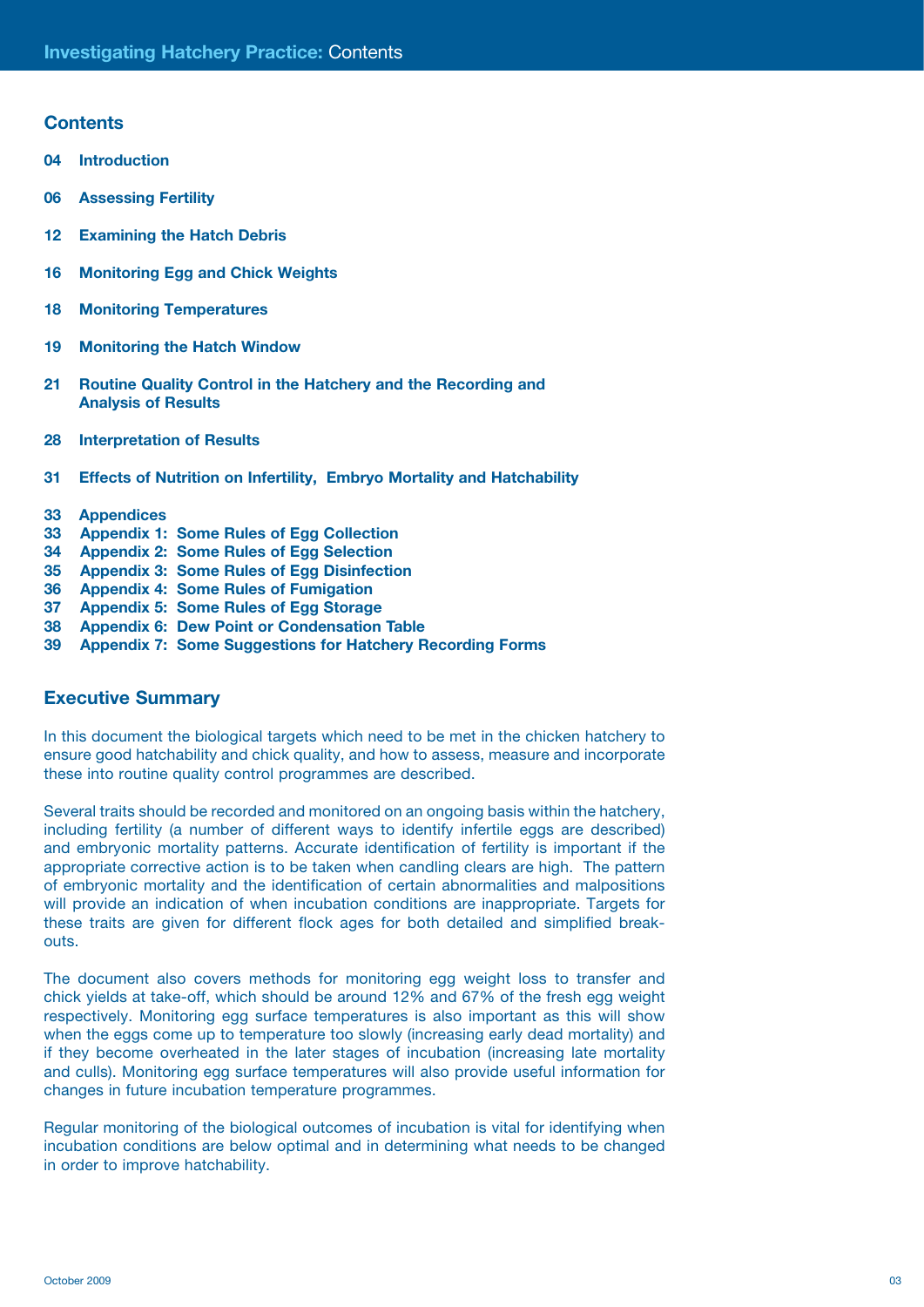## Contents

**04 Introduction**

**06 Assessing Fertility**

**12 Examining the Hatch Debris**

**16 Monitoring Egg and Chick Weights**

**18 Monitoring Temperatures**

**19 Monitoring the Hatch Window**

**21 Routine Quality Control in the Hatchery and the Recording and Analysis of Results**

**28 Interpretation of Results**

**31 Effects of Nutrition on Infertility, Embryo Mortality and Hatchability**

**33 Appendices**
**33 Appendix 1: Some Rules of Egg Collection**
**34 Appendix 2: Some Rules of Egg Selection**
**35 Appendix 3: Some Rules of Egg Disinfection**
**36 Appendix 4: Some Rules of Fumigation**
**37 Appendix 5: Some Rules of Egg Storage**
**38 Appendix 6: Dew Point or Condensation Table**
**39 Appendix 7: Some Suggestions for Hatchery Recording Forms**

## Executive Summary

In this document the biological targets which need to be met in the chicken hatchery to ensure good hatchability and chick quality, and how to assess, measure and incorporate these into routine quality control programmes are described.

Several traits should be recorded and monitored on an ongoing basis within the hatchery, including fertility (a number of different ways to identify infertile eggs are described) and embryonic mortality patterns. Accurate identification of fertility is important if the appropriate corrective action is to be taken when candling clears are high. The pattern of embryonic mortality and the identification of certain abnormalities and malpositions will provide an indication of when incubation conditions are inappropriate. Targets for these traits are given for different flock ages for both detailed and simplified break-outs.

The document also covers methods for monitoring egg weight loss to transfer and chick yields at take-off, which should be around 12% and 67% of the fresh egg weight respectively. Monitoring egg surface temperatures is also important as this will show when the eggs come up to temperature too slowly (increasing early dead mortality) and if they become overheated in the later stages of incubation (increasing late mortality and culls). Monitoring egg surface temperatures will also provide useful information for changes in future incubation temperature programmes.

Regular monitoring of the biological outcomes of incubation is vital for identifying when incubation conditions are below optimal and in determining what needs to be changed in order to improve hatchability.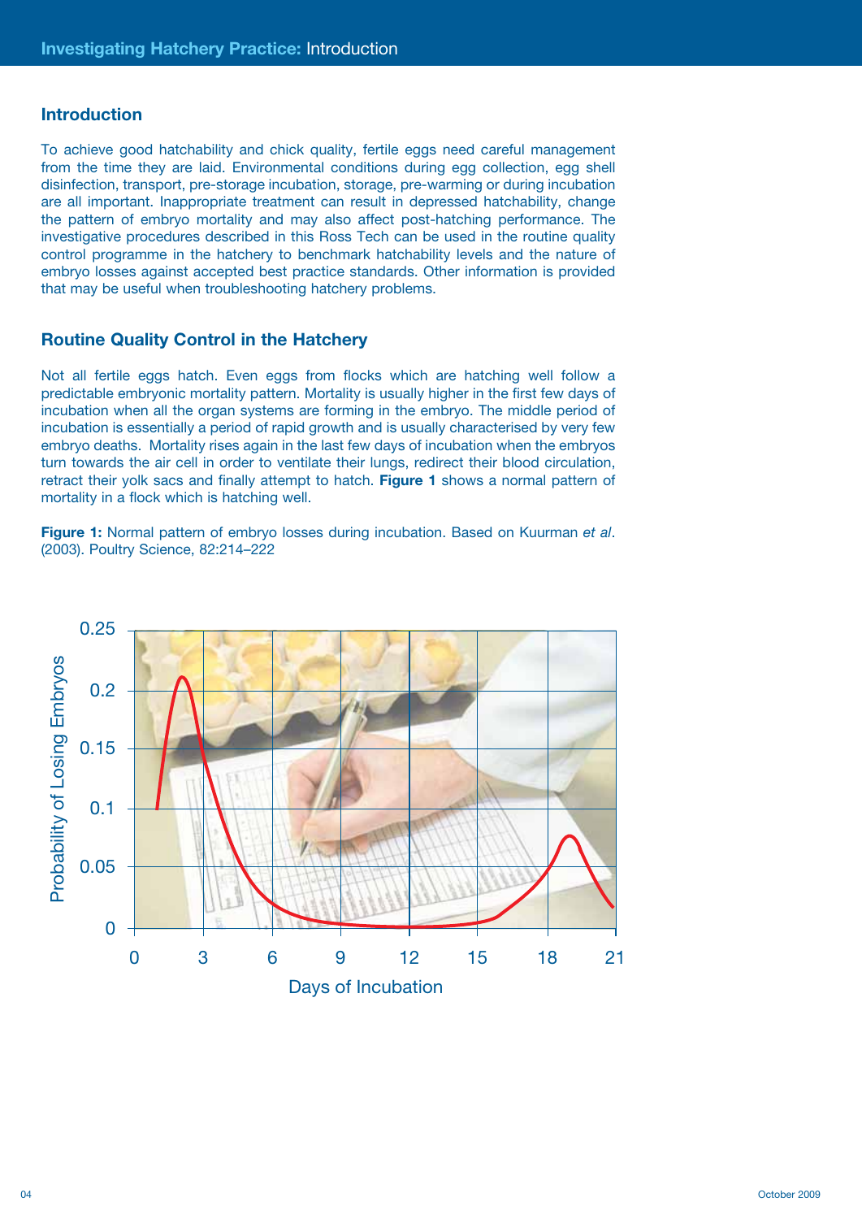## Introduction

To achieve good hatchability and chick quality, fertile eggs need careful management from the time they are laid. Environmental conditions during egg collection, egg shell disinfection, transport, pre-storage incubation, storage, pre-warming or during incubation are all important. Inappropriate treatment can result in depressed hatchability, change the pattern of embryo mortality and may also affect post-hatching performance. The investigative procedures described in this Ross Tech can be used in the routine quality control programme in the hatchery to benchmark hatchability levels and the nature of embryo losses against accepted best practice standards. Other information is provided that may be useful when troubleshooting hatchery problems.

## Routine Quality Control in the Hatchery

Not all fertile eggs hatch. Even eggs from flocks which are hatching well follow a predictable embryonic mortality pattern. Mortality is usually higher in the first few days of incubation when all the organ systems are forming in the embryo. The middle period of incubation is essentially a period of rapid growth and is usually characterised by very few embryo deaths. Mortality rises again in the last few days of incubation when the embryos turn towards the air cell in order to ventilate their lungs, redirect their blood circulation, retract their yolk sacs and finally attempt to hatch. **Figure 1** shows a normal pattern of mortality in a flock which is hatching well.

**Figure 1:** Normal pattern of embryo losses during incubation. Based on Kuurman *et al*. (2003). Poultry Science, 82:214–222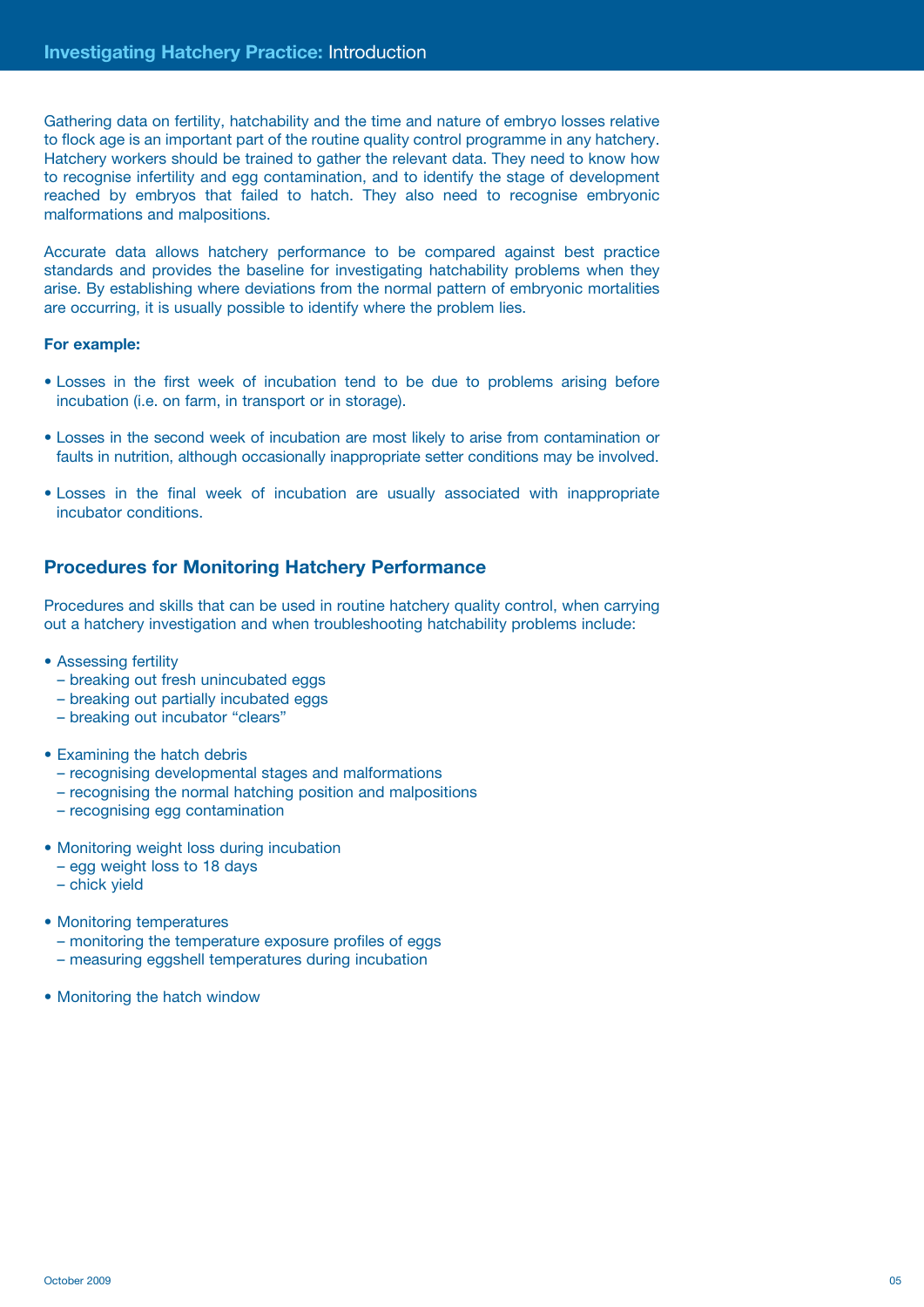Gathering data on fertility, hatchability and the time and nature of embryo losses relative to flock age is an important part of the routine quality control programme in any hatchery. Hatchery workers should be trained to gather the relevant data. They need to know how to recognise infertility and egg contamination, and to identify the stage of development reached by embryos that failed to hatch. They also need to recognise embryonic malformations and malpositions.

Accurate data allows hatchery performance to be compared against best practice standards and provides the baseline for investigating hatchability problems when they arise. By establishing where deviations from the normal pattern of embryonic mortalities are occurring, it is usually possible to identify where the problem lies.

**For example:**

- Losses in the first week of incubation tend to be due to problems arising before incubation (i.e. on farm, in transport or in storage).
- Losses in the second week of incubation are most likely to arise from contamination or faults in nutrition, although occasionally inappropriate setter conditions may be involved.
- Losses in the final week of incubation are usually associated with inappropriate incubator conditions.

## Procedures for Monitoring Hatchery Performance

Procedures and skills that can be used in routine hatchery quality control, when carrying out a hatchery investigation and when troubleshooting hatchability problems include:

- Assessing fertility
  - breaking out fresh unincubated eggs
  - breaking out partially incubated eggs
  - breaking out incubator "clears"
- Examining the hatch debris
  - recognising developmental stages and malformations
  - recognising the normal hatching position and malpositions
  - recognising egg contamination
- Monitoring weight loss during incubation
  - egg weight loss to 18 days
  - chick yield
- Monitoring temperatures
  - monitoring the temperature exposure profiles of eggs
  - measuring eggshell temperatures during incubation
- Monitoring the hatch window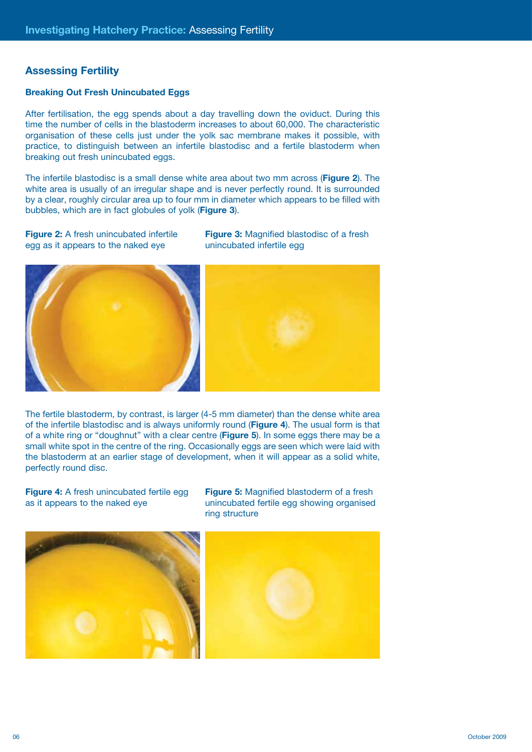## Assessing Fertility

### Breaking Out Fresh Unincubated Eggs

After fertilisation, the egg spends about a day travelling down the oviduct. During this time the number of cells in the blastoderm increases to about 60,000. The characteristic organisation of these cells just under the yolk sac membrane makes it possible, with practice, to distinguish between an infertile blastodisc and a fertile blastoderm when breaking out fresh unincubated eggs.

The infertile blastodisc is a small dense white area about two mm across (**Figure 2**). The white area is usually of an irregular shape and is never perfectly round. It is surrounded by a clear, roughly circular area up to four mm in diameter which appears to be filled with bubbles, which are in fact globules of yolk (**Figure 3**).

**Figure 2:** A fresh unincubated infertile egg as it appears to the naked eye

**Figure 3:** Magnified blastodisc of a fresh unincubated infertile egg

The fertile blastoderm, by contrast, is larger (4-5 mm diameter) than the dense white area of the infertile blastodisc and is always uniformly round (**Figure 4**). The usual form is that of a white ring or "doughnut" with a clear centre (**Figure 5**). In some eggs there may be a small white spot in the centre of the ring. Occasionally eggs are seen which were laid with the blastoderm at an earlier stage of development, when it will appear as a solid white, perfectly round disc.

**Figure 4:** A fresh unincubated fertile egg as it appears to the naked eye

**Figure 5:** Magnified blastoderm of a fresh unincubated fertile egg showing organised ring structure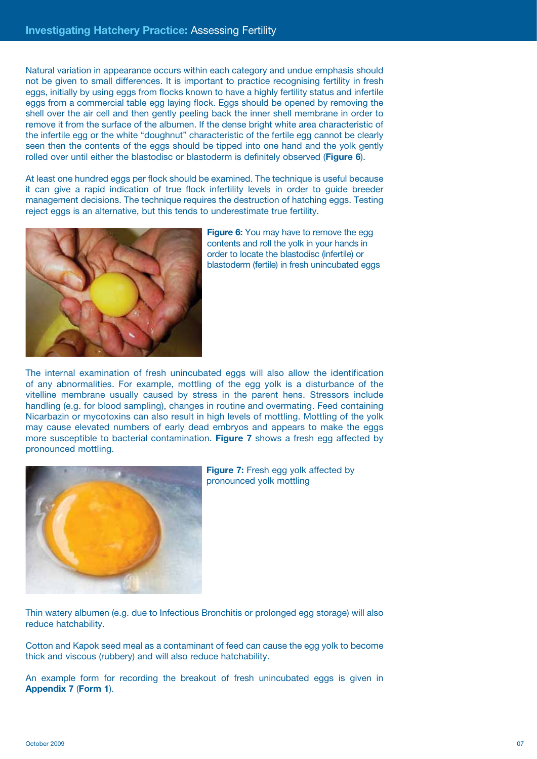Natural variation in appearance occurs within each category and undue emphasis should not be given to small differences. It is important to practice recognising fertility in fresh eggs, initially by using eggs from flocks known to have a highly fertility status and infertile eggs from a commercial table egg laying flock. Eggs should be opened by removing the shell over the air cell and then gently peeling back the inner shell membrane in order to remove it from the surface of the albumen. If the dense bright white area characteristic of the infertile egg or the white "doughnut" characteristic of the fertile egg cannot be clearly seen then the contents of the eggs should be tipped into one hand and the yolk gently rolled over until either the blastodisc or blastoderm is definitely observed (**Figure 6**).

At least one hundred eggs per flock should be examined. The technique is useful because it can give a rapid indication of true flock infertility levels in order to guide breeder management decisions. The technique requires the destruction of hatching eggs. Testing reject eggs is an alternative, but this tends to underestimate true fertility.

**Figure 6:** You may have to remove the egg contents and roll the yolk in your hands in order to locate the blastodisc (infertile) or blastoderm (fertile) in fresh unincubated eggs

The internal examination of fresh unincubated eggs will also allow the identification of any abnormalities. For example, mottling of the egg yolk is a disturbance of the vitelline membrane usually caused by stress in the parent hens. Stressors include handling (e.g. for blood sampling), changes in routine and overmating. Feed containing Nicarbazin or mycotoxins can also result in high levels of mottling. Mottling of the yolk may cause elevated numbers of early dead embryos and appears to make the eggs more susceptible to bacterial contamination. **Figure 7** shows a fresh egg affected by pronounced mottling.

**Figure 7:** Fresh egg yolk affected by pronounced yolk mottling

Thin watery albumen (e.g. due to Infectious Bronchitis or prolonged egg storage) will also reduce hatchability.

Cotton and Kapok seed meal as a contaminant of feed can cause the egg yolk to become thick and viscous (rubbery) and will also reduce hatchability.

An example form for recording the breakout of fresh unincubated eggs is given in **Appendix 7** (**Form 1**).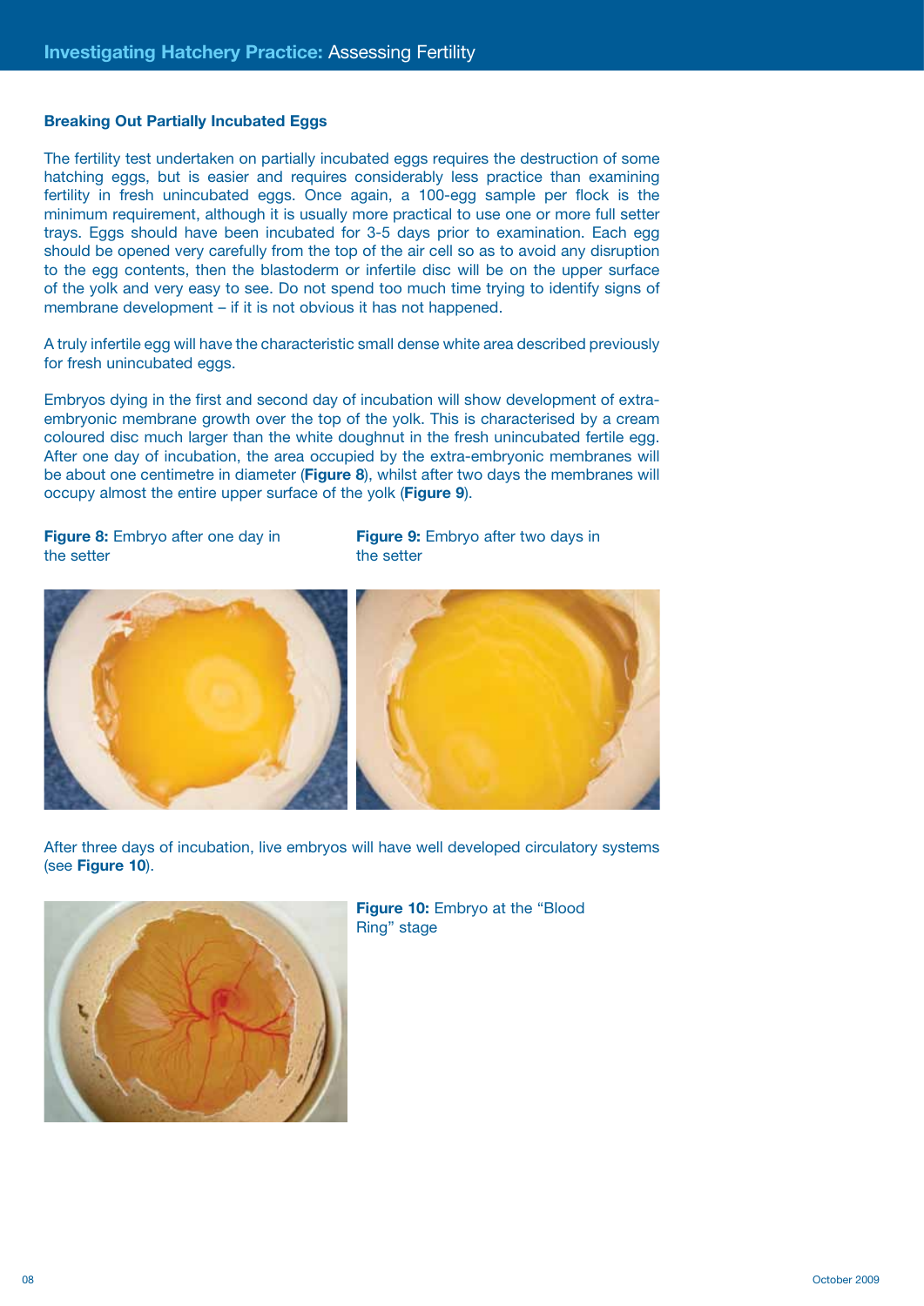## Breaking Out Partially Incubated Eggs

The fertility test undertaken on partially incubated eggs requires the destruction of some hatching eggs, but is easier and requires considerably less practice than examining fertility in fresh unincubated eggs. Once again, a 100-egg sample per flock is the minimum requirement, although it is usually more practical to use one or more full setter trays. Eggs should have been incubated for 3-5 days prior to examination. Each egg should be opened very carefully from the top of the air cell so as to avoid any disruption to the egg contents, then the blastoderm or infertile disc will be on the upper surface of the yolk and very easy to see. Do not spend too much time trying to identify signs of membrane development – if it is not obvious it has not happened.

A truly infertile egg will have the characteristic small dense white area described previously for fresh unincubated eggs.

Embryos dying in the first and second day of incubation will show development of extra-embryonic membrane growth over the top of the yolk. This is characterised by a cream coloured disc much larger than the white doughnut in the fresh unincubated fertile egg. After one day of incubation, the area occupied by the extra-embryonic membranes will be about one centimetre in diameter (**Figure 8**), whilst after two days the membranes will occupy almost the entire upper surface of the yolk (**Figure 9**).

**Figure 8:** Embryo after one day in the setter

**Figure 9:** Embryo after two days in the setter

After three days of incubation, live embryos will have well developed circulatory systems (see **Figure 10**).

**Figure 10:** Embryo at the "Blood Ring" stage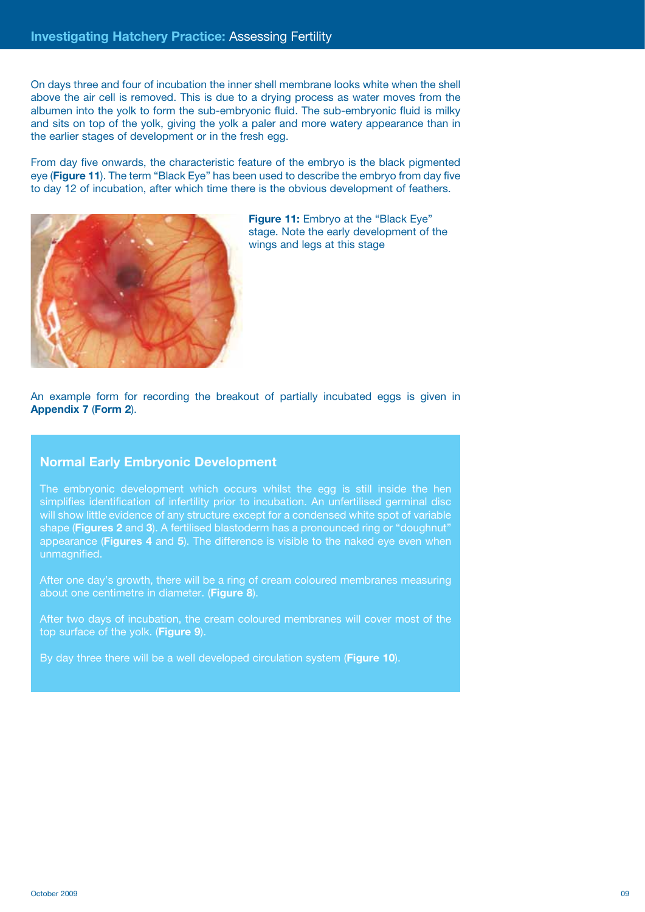On days three and four of incubation the inner shell membrane looks white when the shell above the air cell is removed. This is due to a drying process as water moves from the albumen into the yolk to form the sub-embryonic fluid. The sub-embryonic fluid is milky and sits on top of the yolk, giving the yolk a paler and more watery appearance than in the earlier stages of development or in the fresh egg.

From day five onwards, the characteristic feature of the embryo is the black pigmented eye (**Figure 11**). The term "Black Eye" has been used to describe the embryo from day five to day 12 of incubation, after which time there is the obvious development of feathers.

**Figure 11:** Embryo at the "Black Eye" stage. Note the early development of the wings and legs at this stage

An example form for recording the breakout of partially incubated eggs is given in **Appendix 7** (**Form 2**).

### Normal Early Embryonic Development

The embryonic development which occurs whilst the egg is still inside the hen simplifies identification of infertility prior to incubation. An unfertilised germinal disc will show little evidence of any structure except for a condensed white spot of variable shape (**Figures 2** and **3**). A fertilised blastoderm has a pronounced ring or "doughnut" appearance (**Figures 4** and **5**). The difference is visible to the naked eye even when unmagnified.

After one day's growth, there will be a ring of cream coloured membranes measuring about one centimetre in diameter. (**Figure 8**).

After two days of incubation, the cream coloured membranes will cover most of the top surface of the yolk. (**Figure 9**).

By day three there will be a well developed circulation system (**Figure 10**).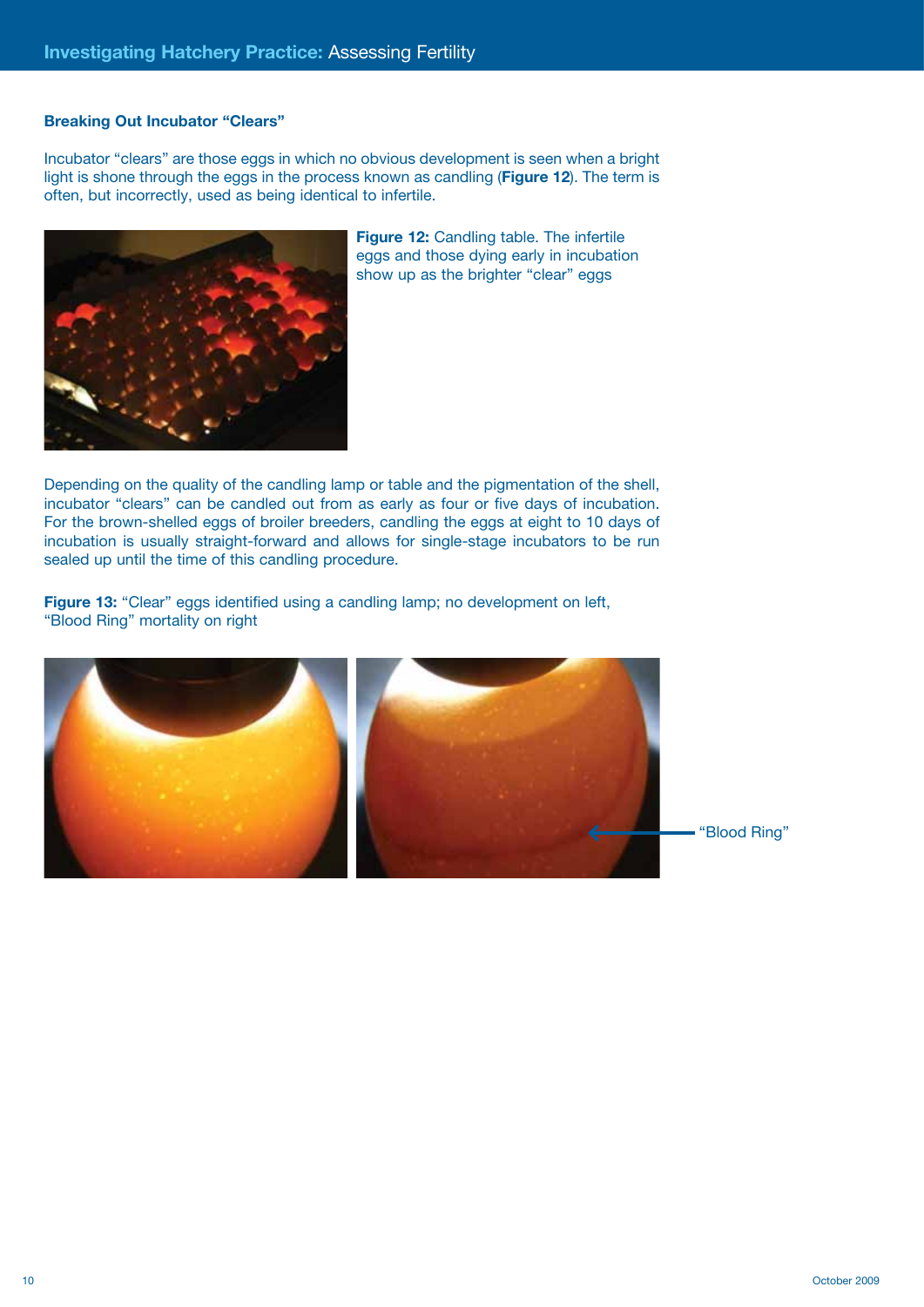### Breaking Out Incubator "Clears"

Incubator "clears" are those eggs in which no obvious development is seen when a bright light is shone through the eggs in the process known as candling (**Figure 12**). The term is often, but incorrectly, used as being identical to infertile.

**Figure 12:** Candling table. The infertile eggs and those dying early in incubation show up as the brighter "clear" eggs

Depending on the quality of the candling lamp or table and the pigmentation of the shell, incubator "clears" can be candled out from as early as four or five days of incubation. For the brown-shelled eggs of broiler breeders, candling the eggs at eight to 10 days of incubation is usually straight-forward and allows for single-stage incubators to be run sealed up until the time of this candling procedure.

**Figure 13:** "Clear" eggs identified using a candling lamp; no development on left, "Blood Ring" mortality on right

"Blood Ring"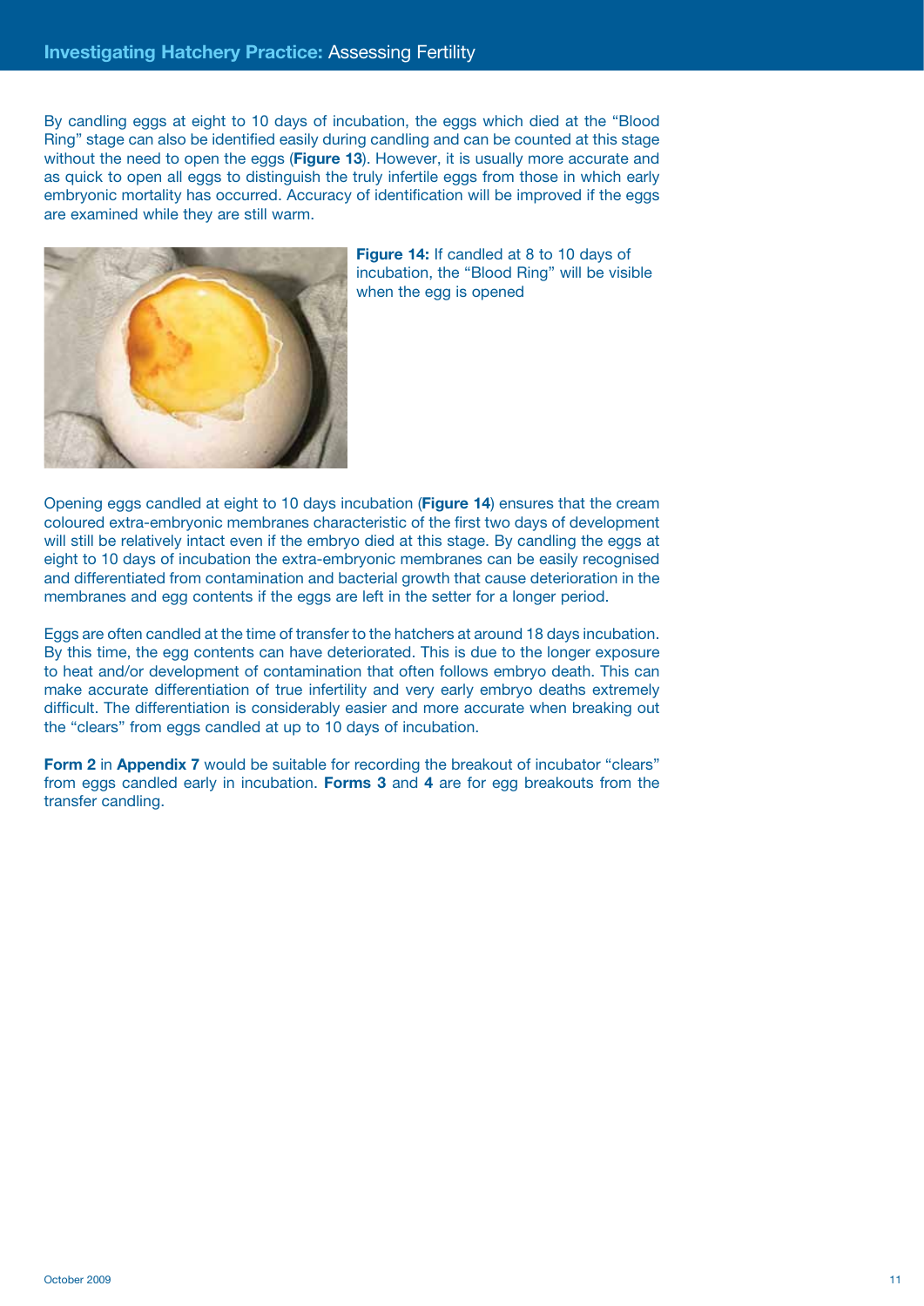By candling eggs at eight to 10 days of incubation, the eggs which died at the "Blood Ring" stage can also be identified easily during candling and can be counted at this stage without the need to open the eggs (**Figure 13**). However, it is usually more accurate and as quick to open all eggs to distinguish the truly infertile eggs from those in which early embryonic mortality has occurred. Accuracy of identification will be improved if the eggs are examined while they are still warm.

**Figure 14:** If candled at 8 to 10 days of incubation, the "Blood Ring" will be visible when the egg is opened

Opening eggs candled at eight to 10 days incubation (**Figure 14**) ensures that the cream coloured extra-embryonic membranes characteristic of the first two days of development will still be relatively intact even if the embryo died at this stage. By candling the eggs at eight to 10 days of incubation the extra-embryonic membranes can be easily recognised and differentiated from contamination and bacterial growth that cause deterioration in the membranes and egg contents if the eggs are left in the setter for a longer period.

Eggs are often candled at the time of transfer to the hatchers at around 18 days incubation. By this time, the egg contents can have deteriorated. This is due to the longer exposure to heat and/or development of contamination that often follows embryo death. This can make accurate differentiation of true infertility and very early embryo deaths extremely difficult. The differentiation is considerably easier and more accurate when breaking out the "clears" from eggs candled at up to 10 days of incubation.

**Form 2** in **Appendix 7** would be suitable for recording the breakout of incubator "clears" from eggs candled early in incubation. **Forms 3** and **4** are for egg breakouts from the transfer candling.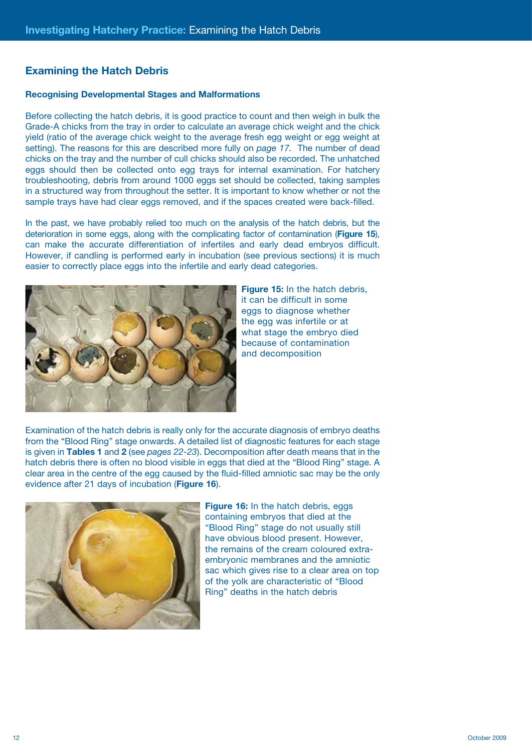## Examining the Hatch Debris

### Recognising Developmental Stages and Malformations

Before collecting the hatch debris, it is good practice to count and then weigh in bulk the Grade-A chicks from the tray in order to calculate an average chick weight and the chick yield (ratio of the average chick weight to the average fresh egg weight or egg weight at setting). The reasons for this are described more fully on *page 17*. The number of dead chicks on the tray and the number of cull chicks should also be recorded. The unhatched eggs should then be collected onto egg trays for internal examination. For hatchery troubleshooting, debris from around 1000 eggs set should be collected, taking samples in a structured way from throughout the setter. It is important to know whether or not the sample trays have had clear eggs removed, and if the spaces created were back-filled.

In the past, we have probably relied too much on the analysis of the hatch debris, but the deterioration in some eggs, along with the complicating factor of contamination (**Figure 15**), can make the accurate differentiation of infertiles and early dead embryos difficult. However, if candling is performed early in incubation (see previous sections) it is much easier to correctly place eggs into the infertile and early dead categories.

**Figure 15:** In the hatch debris, it can be difficult in some eggs to diagnose whether the egg was infertile or at what stage the embryo died because of contamination and decomposition

Examination of the hatch debris is really only for the accurate diagnosis of embryo deaths from the "Blood Ring" stage onwards. A detailed list of diagnostic features for each stage is given in **Tables 1** and **2** (see *pages 22-23*). Decomposition after death means that in the hatch debris there is often no blood visible in eggs that died at the "Blood Ring" stage. A clear area in the centre of the egg caused by the fluid-filled amniotic sac may be the only evidence after 21 days of incubation (**Figure 16**).

**Figure 16:** In the hatch debris, eggs containing embryos that died at the "Blood Ring" stage do not usually still have obvious blood present. However, the remains of the cream coloured extra-embryonic membranes and the amniotic sac which gives rise to a clear area on top of the yolk are characteristic of "Blood Ring" deaths in the hatch debris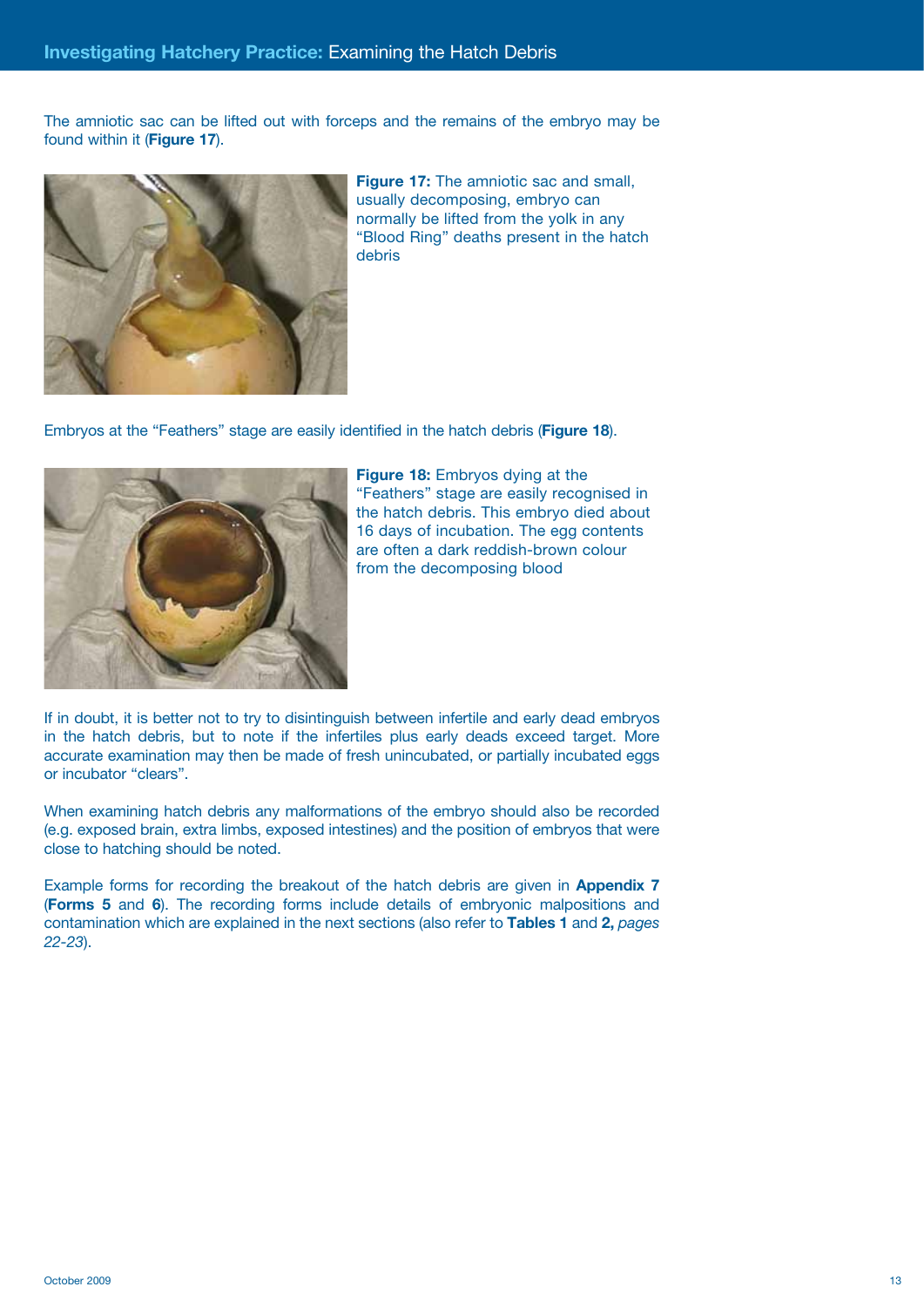The amniotic sac can be lifted out with forceps and the remains of the embryo may be found within it (**Figure 17**).

**Figure 17:** The amniotic sac and small, usually decomposing, embryo can normally be lifted from the yolk in any "Blood Ring" deaths present in the hatch debris

Embryos at the "Feathers" stage are easily identified in the hatch debris (**Figure 18**).

**Figure 18:** Embryos dying at the "Feathers" stage are easily recognised in the hatch debris. This embryo died about 16 days of incubation. The egg contents are often a dark reddish-brown colour from the decomposing blood

If in doubt, it is better not to try to disintinguish between infertile and early dead embryos in the hatch debris, but to note if the infertiles plus early deads exceed target. More accurate examination may then be made of fresh unincubated, or partially incubated eggs or incubator "clears".

When examining hatch debris any malformations of the embryo should also be recorded (e.g. exposed brain, extra limbs, exposed intestines) and the position of embryos that were close to hatching should be noted.

Example forms for recording the breakout of the hatch debris are given in **Appendix 7** (**Forms 5** and **6**). The recording forms include details of embryonic malpositions and contamination which are explained in the next sections (also refer to **Tables 1** and **2,** *pages 22-23*).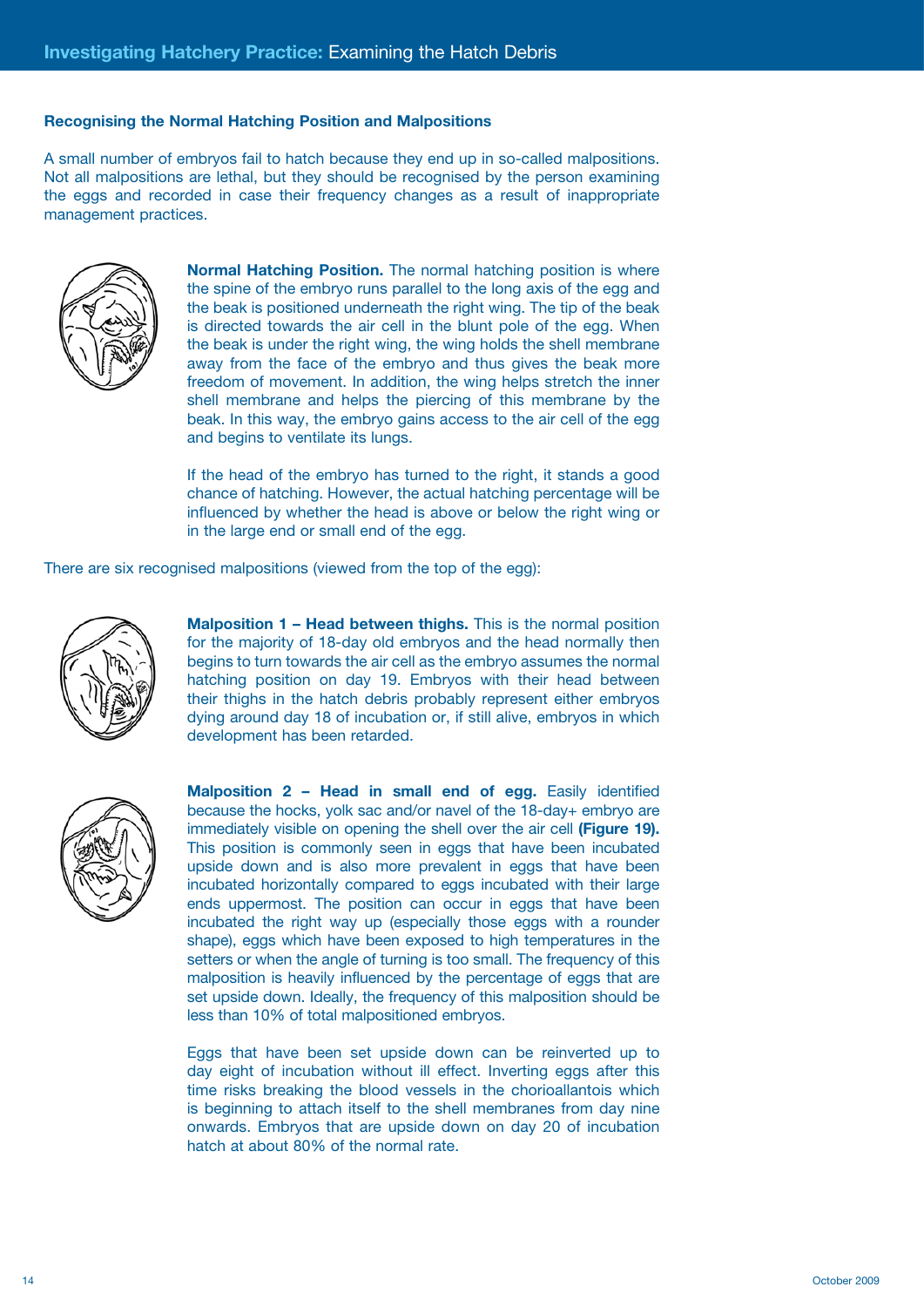### Recognising the Normal Hatching Position and Malpositions

A small number of embryos fail to hatch because they end up in so-called malpositions. Not all malpositions are lethal, but they should be recognised by the person examining the eggs and recorded in case their frequency changes as a result of inappropriate management practices.

**Normal Hatching Position.** The normal hatching position is where the spine of the embryo runs parallel to the long axis of the egg and the beak is positioned underneath the right wing. The tip of the beak is directed towards the air cell in the blunt pole of the egg. When the beak is under the right wing, the wing holds the shell membrane away from the face of the embryo and thus gives the beak more freedom of movement. In addition, the wing helps stretch the inner shell membrane and helps the piercing of this membrane by the beak. In this way, the embryo gains access to the air cell of the egg and begins to ventilate its lungs.

If the head of the embryo has turned to the right, it stands a good chance of hatching. However, the actual hatching percentage will be influenced by whether the head is above or below the right wing or in the large end or small end of the egg.

There are six recognised malpositions (viewed from the top of the egg):

**Malposition 1 – Head between thighs.** This is the normal position for the majority of 18-day old embryos and the head normally then begins to turn towards the air cell as the embryo assumes the normal hatching position on day 19. Embryos with their head between their thighs in the hatch debris probably represent either embryos dying around day 18 of incubation or, if still alive, embryos in which development has been retarded.

**Malposition 2 – Head in small end of egg.** Easily identified because the hocks, yolk sac and/or navel of the 18-day+ embryo are immediately visible on opening the shell over the air cell **(Figure 19).** This position is commonly seen in eggs that have been incubated upside down and is also more prevalent in eggs that have been incubated horizontally compared to eggs incubated with their large ends uppermost. The position can occur in eggs that have been incubated the right way up (especially those eggs with a rounder shape), eggs which have been exposed to high temperatures in the setters or when the angle of turning is too small. The frequency of this malposition is heavily influenced by the percentage of eggs that are set upside down. Ideally, the frequency of this malposition should be less than 10% of total malpositioned embryos.

Eggs that have been set upside down can be reinverted up to day eight of incubation without ill effect. Inverting eggs after this time risks breaking the blood vessels in the chorioallantois which is beginning to attach itself to the shell membranes from day nine onwards. Embryos that are upside down on day 20 of incubation hatch at about 80% of the normal rate.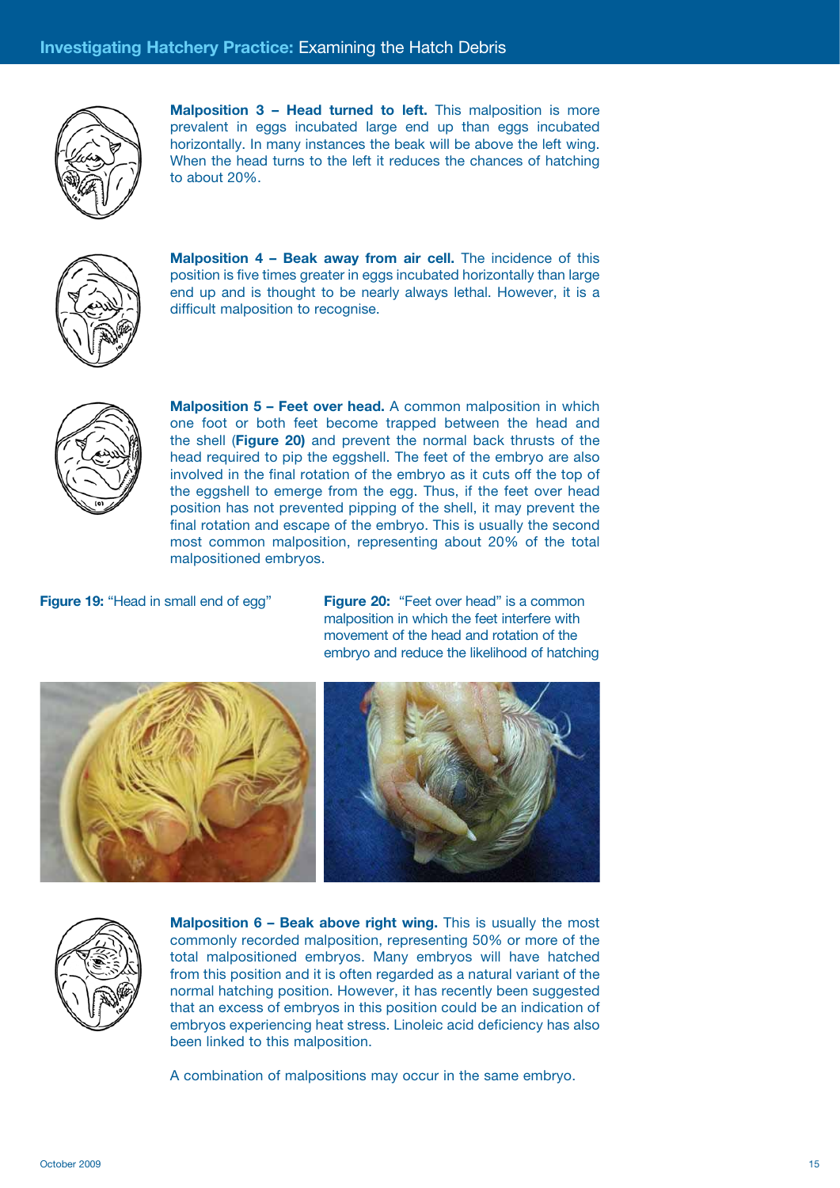**Malposition 3 – Head turned to left.** This malposition is more prevalent in eggs incubated large end up than eggs incubated horizontally. In many instances the beak will be above the left wing. When the head turns to the left it reduces the chances of hatching to about 20%.

**Malposition 4 – Beak away from air cell.** The incidence of this position is five times greater in eggs incubated horizontally than large end up and is thought to be nearly always lethal. However, it is a difficult malposition to recognise.

**Malposition 5 – Feet over head.** A common malposition in which one foot or both feet become trapped between the head and the shell (**Figure 20)** and prevent the normal back thrusts of the head required to pip the eggshell. The feet of the embryo are also involved in the final rotation of the embryo as it cuts off the top of the eggshell to emerge from the egg. Thus, if the feet over head position has not prevented pipping of the shell, it may prevent the final rotation and escape of the embryo. This is usually the second most common malposition, representing about 20% of the total malpositioned embryos.

**Figure 19:** "Head in small end of egg"

**Figure 20:** "Feet over head" is a common malposition in which the feet interfere with movement of the head and rotation of the embryo and reduce the likelihood of hatching

**Malposition 6 – Beak above right wing.** This is usually the most commonly recorded malposition, representing 50% or more of the total malpositioned embryos. Many embryos will have hatched from this position and it is often regarded as a natural variant of the normal hatching position. However, it has recently been suggested that an excess of embryos in this position could be an indication of embryos experiencing heat stress. Linoleic acid deficiency has also been linked to this malposition.

A combination of malpositions may occur in the same embryo.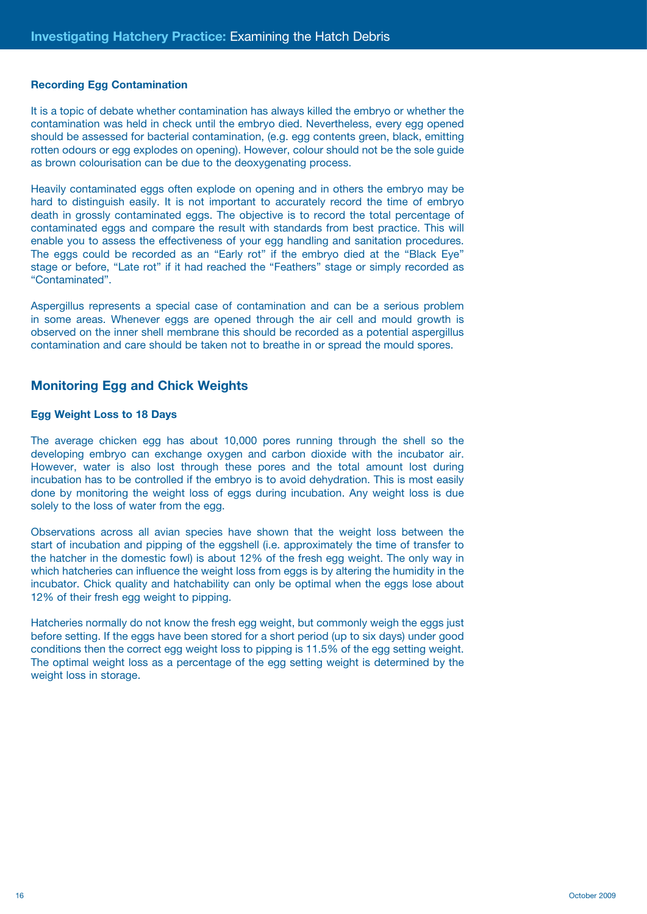#### Recording Egg Contamination

It is a topic of debate whether contamination has always killed the embryo or whether the contamination was held in check until the embryo died. Nevertheless, every egg opened should be assessed for bacterial contamination, (e.g. egg contents green, black, emitting rotten odours or egg explodes on opening). However, colour should not be the sole guide as brown colourisation can be due to the deoxygenating process.

Heavily contaminated eggs often explode on opening and in others the embryo may be hard to distinguish easily. It is not important to accurately record the time of embryo death in grossly contaminated eggs. The objective is to record the total percentage of contaminated eggs and compare the result with standards from best practice. This will enable you to assess the effectiveness of your egg handling and sanitation procedures. The eggs could be recorded as an "Early rot" if the embryo died at the "Black Eye" stage or before, "Late rot" if it had reached the "Feathers" stage or simply recorded as "Contaminated".

Aspergillus represents a special case of contamination and can be a serious problem in some areas. Whenever eggs are opened through the air cell and mould growth is observed on the inner shell membrane this should be recorded as a potential aspergillus contamination and care should be taken not to breathe in or spread the mould spores.

## Monitoring Egg and Chick Weights

#### Egg Weight Loss to 18 Days

The average chicken egg has about 10,000 pores running through the shell so the developing embryo can exchange oxygen and carbon dioxide with the incubator air. However, water is also lost through these pores and the total amount lost during incubation has to be controlled if the embryo is to avoid dehydration. This is most easily done by monitoring the weight loss of eggs during incubation. Any weight loss is due solely to the loss of water from the egg.

Observations across all avian species have shown that the weight loss between the start of incubation and pipping of the eggshell (i.e. approximately the time of transfer to the hatcher in the domestic fowl) is about 12% of the fresh egg weight. The only way in which hatcheries can influence the weight loss from eggs is by altering the humidity in the incubator. Chick quality and hatchability can only be optimal when the eggs lose about 12% of their fresh egg weight to pipping.

Hatcheries normally do not know the fresh egg weight, but commonly weigh the eggs just before setting. If the eggs have been stored for a short period (up to six days) under good conditions then the correct egg weight loss to pipping is 11.5% of the egg setting weight. The optimal weight loss as a percentage of the egg setting weight is determined by the weight loss in storage.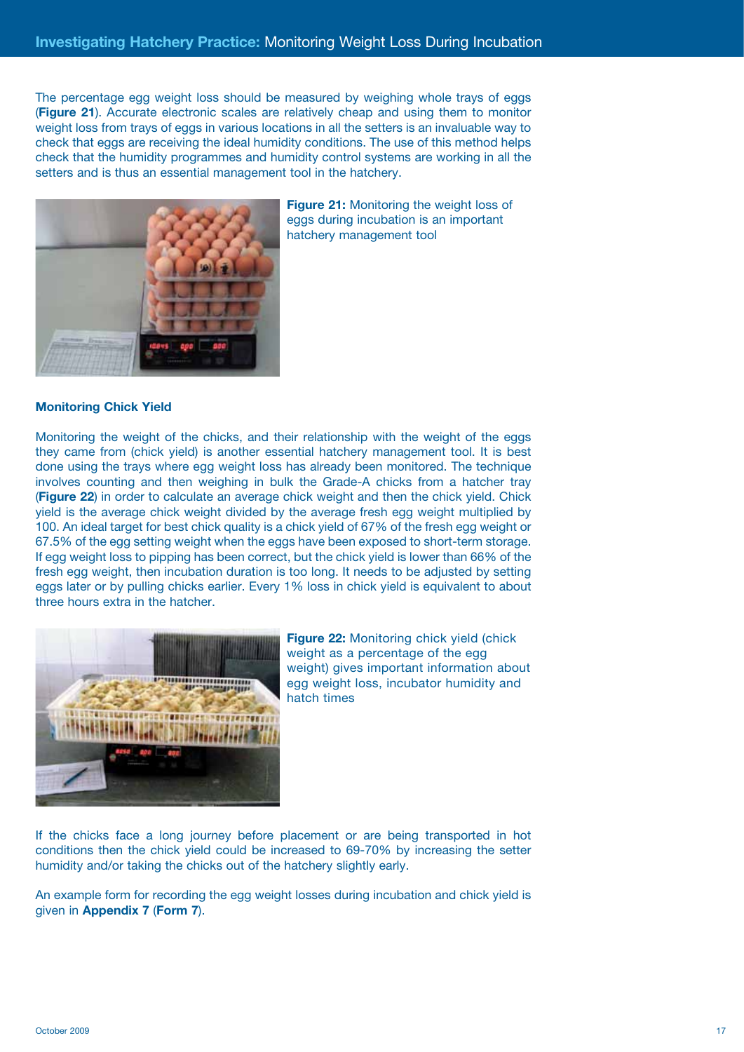The percentage egg weight loss should be measured by weighing whole trays of eggs (**Figure 21**). Accurate electronic scales are relatively cheap and using them to monitor weight loss from trays of eggs in various locations in all the setters is an invaluable way to check that eggs are receiving the ideal humidity conditions. The use of this method helps check that the humidity programmes and humidity control systems are working in all the setters and is thus an essential management tool in the hatchery.

**Figure 21:** Monitoring the weight loss of eggs during incubation is an important hatchery management tool

### Monitoring Chick Yield

Monitoring the weight of the chicks, and their relationship with the weight of the eggs they came from (chick yield) is another essential hatchery management tool. It is best done using the trays where egg weight loss has already been monitored. The technique involves counting and then weighing in bulk the Grade-A chicks from a hatcher tray (**Figure 22**) in order to calculate an average chick weight and then the chick yield. Chick yield is the average chick weight divided by the average fresh egg weight multiplied by 100. An ideal target for best chick quality is a chick yield of 67% of the fresh egg weight or 67.5% of the egg setting weight when the eggs have been exposed to short-term storage. If egg weight loss to pipping has been correct, but the chick yield is lower than 66% of the fresh egg weight, then incubation duration is too long. It needs to be adjusted by setting eggs later or by pulling chicks earlier. Every 1% loss in chick yield is equivalent to about three hours extra in the hatcher.

**Figure 22:** Monitoring chick yield (chick weight as a percentage of the egg weight) gives important information about egg weight loss, incubator humidity and hatch times

If the chicks face a long journey before placement or are being transported in hot conditions then the chick yield could be increased to 69-70% by increasing the setter humidity and/or taking the chicks out of the hatchery slightly early.

An example form for recording the egg weight losses during incubation and chick yield is given in **Appendix 7** (**Form 7**).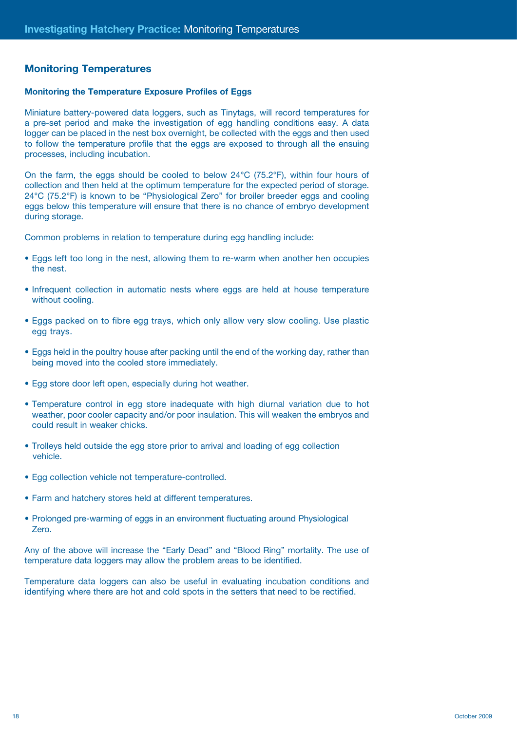## Monitoring Temperatures

### Monitoring the Temperature Exposure Profiles of Eggs

Miniature battery-powered data loggers, such as Tinytags, will record temperatures for a pre-set period and make the investigation of egg handling conditions easy. A data logger can be placed in the nest box overnight, be collected with the eggs and then used to follow the temperature profile that the eggs are exposed to through all the ensuing processes, including incubation.

On the farm, the eggs should be cooled to below 24°C (75.2°F), within four hours of collection and then held at the optimum temperature for the expected period of storage. 24°C (75.2°F) is known to be "Physiological Zero" for broiler breeder eggs and cooling eggs below this temperature will ensure that there is no chance of embryo development during storage.

Common problems in relation to temperature during egg handling include:

- Eggs left too long in the nest, allowing them to re-warm when another hen occupies the nest.
- Infrequent collection in automatic nests where eggs are held at house temperature without cooling.
- Eggs packed on to fibre egg trays, which only allow very slow cooling. Use plastic egg trays.
- Eggs held in the poultry house after packing until the end of the working day, rather than being moved into the cooled store immediately.
- Egg store door left open, especially during hot weather.
- Temperature control in egg store inadequate with high diurnal variation due to hot weather, poor cooler capacity and/or poor insulation. This will weaken the embryos and could result in weaker chicks.
- Trolleys held outside the egg store prior to arrival and loading of egg collection vehicle.
- Egg collection vehicle not temperature-controlled.
- Farm and hatchery stores held at different temperatures.
- Prolonged pre-warming of eggs in an environment fluctuating around Physiological Zero.

Any of the above will increase the "Early Dead" and "Blood Ring" mortality. The use of temperature data loggers may allow the problem areas to be identified.

Temperature data loggers can also be useful in evaluating incubation conditions and identifying where there are hot and cold spots in the setters that need to be rectified.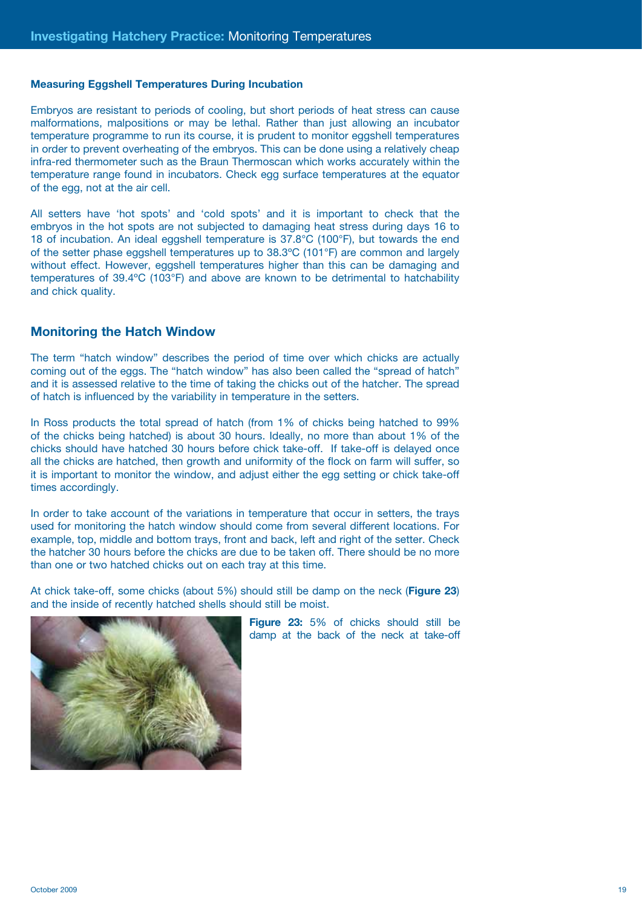### Measuring Eggshell Temperatures During Incubation

Embryos are resistant to periods of cooling, but short periods of heat stress can cause malformations, malpositions or may be lethal. Rather than just allowing an incubator temperature programme to run its course, it is prudent to monitor eggshell temperatures in order to prevent overheating of the embryos. This can be done using a relatively cheap infra-red thermometer such as the Braun Thermoscan which works accurately within the temperature range found in incubators. Check egg surface temperatures at the equator of the egg, not at the air cell.

All setters have 'hot spots' and 'cold spots' and it is important to check that the embryos in the hot spots are not subjected to damaging heat stress during days 16 to 18 of incubation. An ideal eggshell temperature is 37.8°C (100°F), but towards the end of the setter phase eggshell temperatures up to 38.3ºC (101°F) are common and largely without effect. However, eggshell temperatures higher than this can be damaging and temperatures of 39.4ºC (103°F) and above are known to be detrimental to hatchability and chick quality.

## Monitoring the Hatch Window

The term "hatch window" describes the period of time over which chicks are actually coming out of the eggs. The "hatch window" has also been called the "spread of hatch" and it is assessed relative to the time of taking the chicks out of the hatcher. The spread of hatch is influenced by the variability in temperature in the setters.

In Ross products the total spread of hatch (from 1% of chicks being hatched to 99% of the chicks being hatched) is about 30 hours. Ideally, no more than about 1% of the chicks should have hatched 30 hours before chick take-off. If take-off is delayed once all the chicks are hatched, then growth and uniformity of the flock on farm will suffer, so it is important to monitor the window, and adjust either the egg setting or chick take-off times accordingly.

In order to take account of the variations in temperature that occur in setters, the trays used for monitoring the hatch window should come from several different locations. For example, top, middle and bottom trays, front and back, left and right of the setter. Check the hatcher 30 hours before the chicks are due to be taken off. There should be no more than one or two hatched chicks out on each tray at this time.

At chick take-off, some chicks (about 5%) should still be damp on the neck (**Figure 23**) and the inside of recently hatched shells should still be moist.

**Figure 23:** 5% of chicks should still be damp at the back of the neck at take-off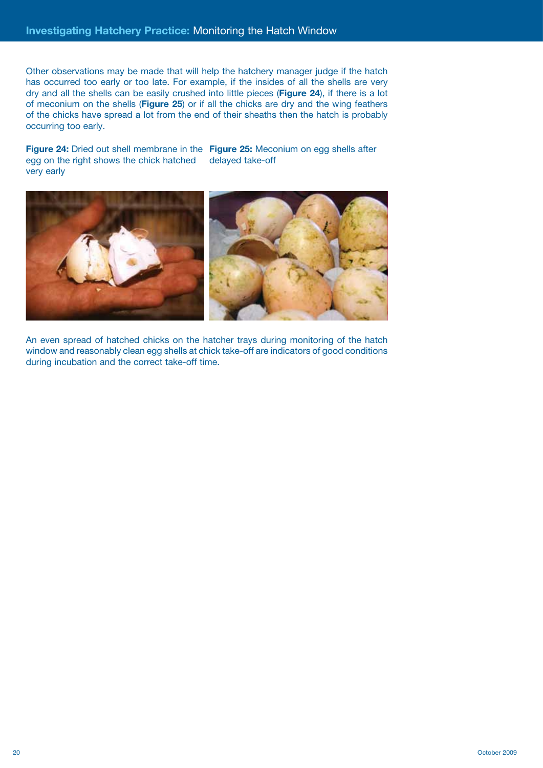Other observations may be made that will help the hatchery manager judge if the hatch has occurred too early or too late. For example, if the insides of all the shells are very dry and all the shells can be easily crushed into little pieces (**Figure 24**), if there is a lot of meconium on the shells (**Figure 25**) or if all the chicks are dry and the wing feathers of the chicks have spread a lot from the end of their sheaths then the hatch is probably occurring too early.

**Figure 24:** Dried out shell membrane in the egg on the right shows the chick hatched very early

**Figure 25:** Meconium on egg shells after delayed take-off

An even spread of hatched chicks on the hatcher trays during monitoring of the hatch window and reasonably clean egg shells at chick take-off are indicators of good conditions during incubation and the correct take-off time.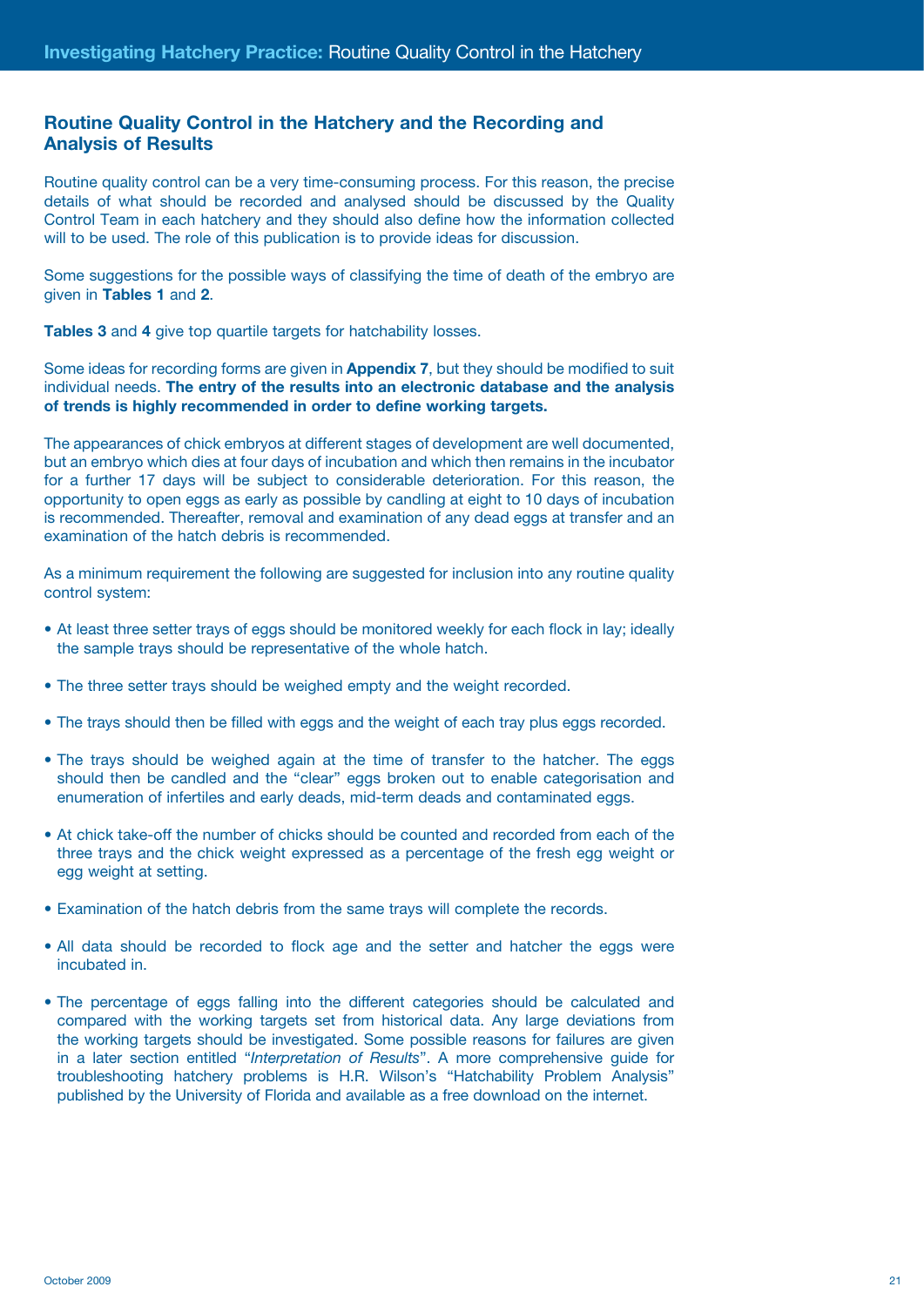## Routine Quality Control in the Hatchery and the Recording and Analysis of Results

Routine quality control can be a very time-consuming process. For this reason, the precise details of what should be recorded and analysed should be discussed by the Quality Control Team in each hatchery and they should also define how the information collected will to be used. The role of this publication is to provide ideas for discussion.

Some suggestions for the possible ways of classifying the time of death of the embryo are given in **Tables 1** and **2**.

**Tables 3** and **4** give top quartile targets for hatchability losses.

Some ideas for recording forms are given in **Appendix 7**, but they should be modified to suit individual needs. **The entry of the results into an electronic database and the analysis of trends is highly recommended in order to define working targets.**

The appearances of chick embryos at different stages of development are well documented, but an embryo which dies at four days of incubation and which then remains in the incubator for a further 17 days will be subject to considerable deterioration. For this reason, the opportunity to open eggs as early as possible by candling at eight to 10 days of incubation is recommended. Thereafter, removal and examination of any dead eggs at transfer and an examination of the hatch debris is recommended.

As a minimum requirement the following are suggested for inclusion into any routine quality control system:

- At least three setter trays of eggs should be monitored weekly for each flock in lay; ideally the sample trays should be representative of the whole hatch.
- The three setter trays should be weighed empty and the weight recorded.
- The trays should then be filled with eggs and the weight of each tray plus eggs recorded.
- The trays should be weighed again at the time of transfer to the hatcher. The eggs should then be candled and the "clear" eggs broken out to enable categorisation and enumeration of infertiles and early deads, mid-term deads and contaminated eggs.
- At chick take-off the number of chicks should be counted and recorded from each of the three trays and the chick weight expressed as a percentage of the fresh egg weight or egg weight at setting.
- Examination of the hatch debris from the same trays will complete the records.
- All data should be recorded to flock age and the setter and hatcher the eggs were incubated in.
- The percentage of eggs falling into the different categories should be calculated and compared with the working targets set from historical data. Any large deviations from the working targets should be investigated. Some possible reasons for failures are given in a later section entitled "*Interpretation of Results*". A more comprehensive guide for troubleshooting hatchery problems is H.R. Wilson's "Hatchability Problem Analysis" published by the University of Florida and available as a free download on the internet.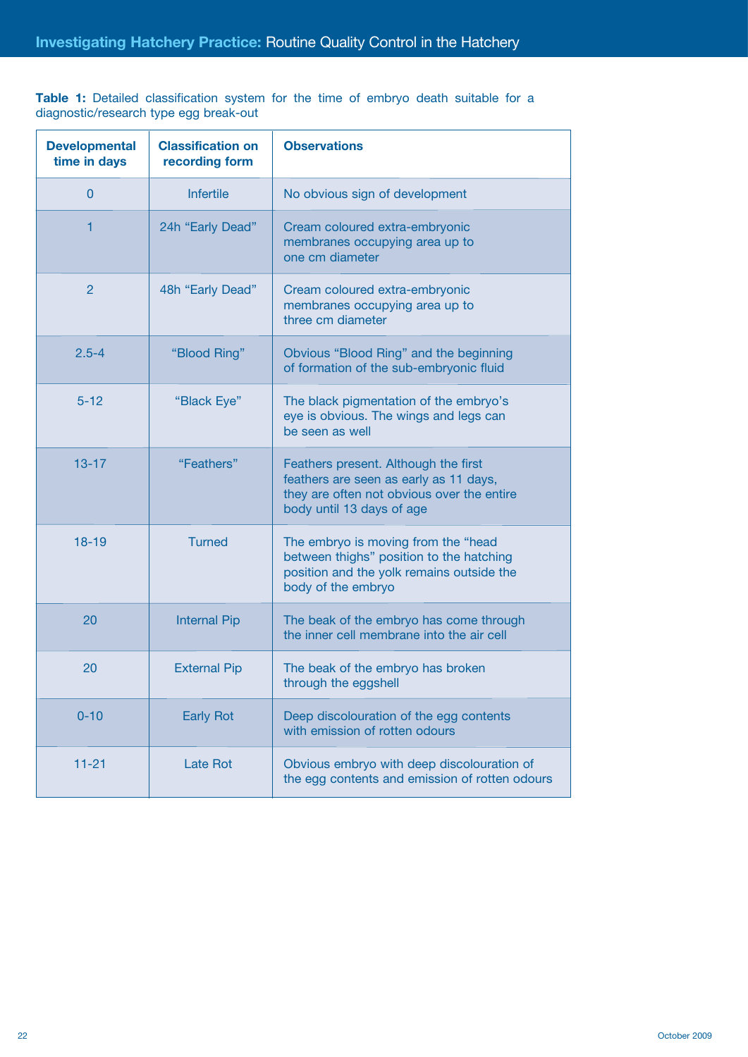**Table 1:** Detailed classification system for the time of embryo death suitable for a diagnostic/research type egg break-out

| Developmental time in days | Classification on recording form | Observations |
|---|---|---|
| 0 | Infertile | No obvious sign of development |
| 1 | 24h "Early Dead" | Cream coloured extra-embryonic membranes occupying area up to one cm diameter |
| 2 | 48h "Early Dead" | Cream coloured extra-embryonic membranes occupying area up to three cm diameter |
| 2.5-4 | "Blood Ring" | Obvious "Blood Ring" and the beginning of formation of the sub-embryonic fluid |
| 5-12 | "Black Eye" | The black pigmentation of the embryo's eye is obvious. The wings and legs can be seen as well |
| 13-17 | "Feathers" | Feathers present. Although the first feathers are seen as early as 11 days, they are often not obvious over the entire body until 13 days of age |
| 18-19 | Turned | The embryo is moving from the "head between thighs" position to the hatching position and the yolk remains outside the body of the embryo |
| 20 | Internal Pip | The beak of the embryo has come through the inner cell membrane into the air cell |
| 20 | External Pip | The beak of the embryo has broken through the eggshell |
| 0-10 | Early Rot | Deep discolouration of the egg contents with emission of rotten odours |
| 11-21 | Late Rot | Obvious embryo with deep discolouration of the egg contents and emission of rotten odours |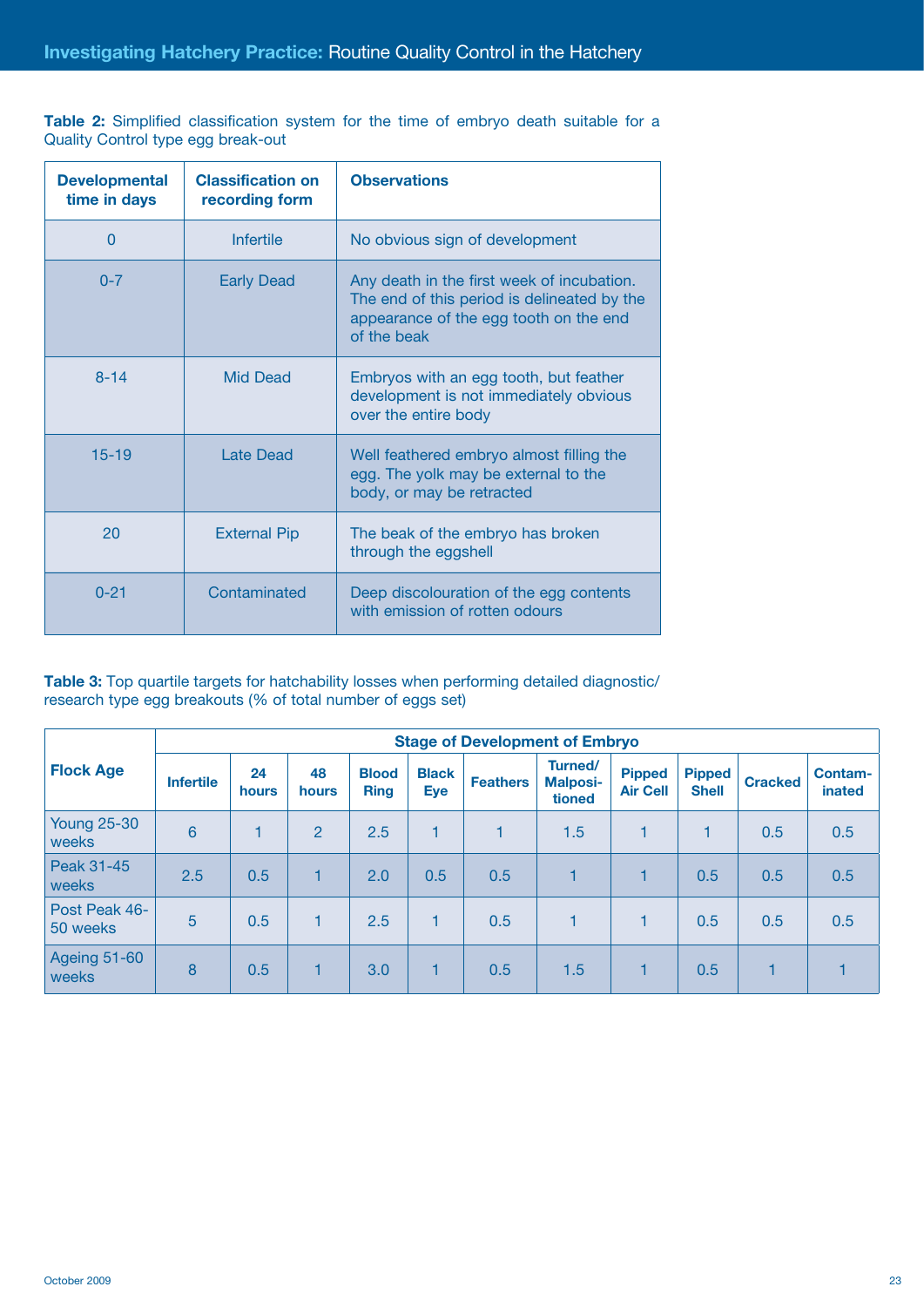**Table 2:** Simplified classification system for the time of embryo death suitable for a Quality Control type egg break-out

| Developmental time in days | Classification on recording form | Observations |
|---|---|---|
| 0 | Infertile | No obvious sign of development |
| 0-7 | Early Dead | Any death in the first week of incubation. The end of this period is delineated by the appearance of the egg tooth on the end of the beak |
| 8-14 | Mid Dead | Embryos with an egg tooth, but feather development is not immediately obvious over the entire body |
| 15-19 | Late Dead | Well feathered embryo almost filling the egg. The yolk may be external to the body, or may be retracted |
| 20 | External Pip | The beak of the embryo has broken through the eggshell |
| 0-21 | Contaminated | Deep discolouration of the egg contents with emission of rotten odours |

**Table 3:** Top quartile targets for hatchability losses when performing detailed diagnostic/ research type egg breakouts (% of total number of eggs set)

| Flock Age | Stage of Development of Embryo | | | | | | | | | | |
|---|---|---|---|---|---|---|---|---|---|---|---|
| | Infertile | 24 hours | 48 hours | Blood Ring | Black Eye | Feathers | Turned/ Malpositioned | Pipped Air Cell | Pipped Shell | Cracked | Contaminated |
| Young 25-30 weeks | 6 | 1 | 2 | 2.5 | 1 | 1 | 1.5 | 1 | 1 | 0.5 | 0.5 |
| Peak 31-45 weeks | 2.5 | 0.5 | 1 | 2.0 | 0.5 | 0.5 | 1 | 1 | 0.5 | 0.5 | 0.5 |
| Post Peak 46-50 weeks | 5 | 0.5 | 1 | 2.5 | 1 | 0.5 | 1 | 1 | 0.5 | 0.5 | 0.5 |
| Ageing 51-60 weeks | 8 | 0.5 | 1 | 3.0 | 1 | 0.5 | 1.5 | 1 | 0.5 | 1 | 1 |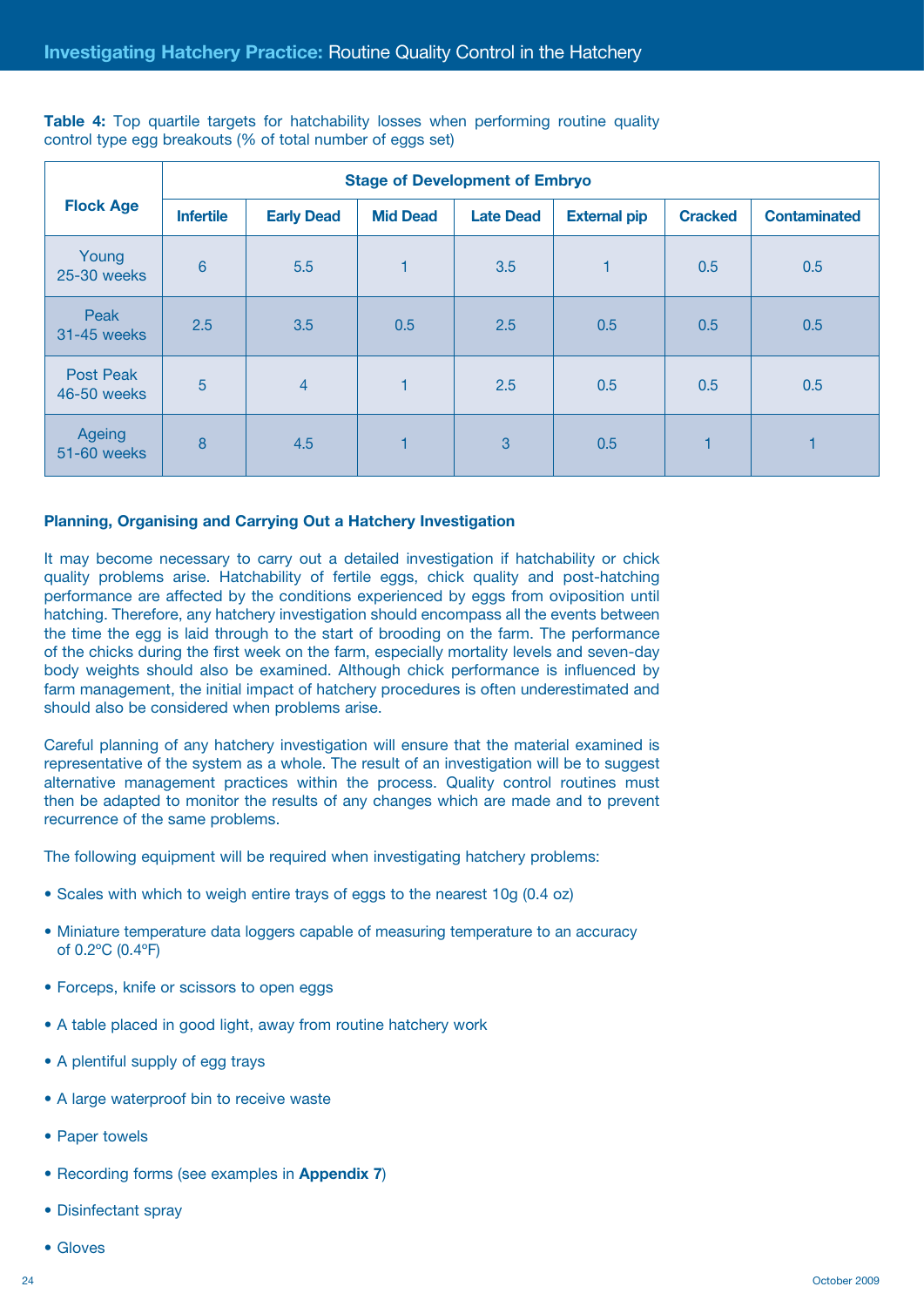**Table 4:** Top quartile targets for hatchability losses when performing routine quality control type egg breakouts (% of total number of eggs set)

| Flock Age | Stage of Development of Embryo | | | | | | |
|---|---|---|---|---|---|---|---|
| | Infertile | Early Dead | Mid Dead | Late Dead | External pip | Cracked | Contaminated |
| Young 25-30 weeks | 6 | 5.5 | 1 | 3.5 | 1 | 0.5 | 0.5 |
| Peak 31-45 weeks | 2.5 | 3.5 | 0.5 | 2.5 | 0.5 | 0.5 | 0.5 |
| Post Peak 46-50 weeks | 5 | 4 | 1 | 2.5 | 0.5 | 0.5 | 0.5 |
| Ageing 51-60 weeks | 8 | 4.5 | 1 | 3 | 0.5 | 1 | 1 |

### Planning, Organising and Carrying Out a Hatchery Investigation

It may become necessary to carry out a detailed investigation if hatchability or chick quality problems arise. Hatchability of fertile eggs, chick quality and post-hatching performance are affected by the conditions experienced by eggs from oviposition until hatching. Therefore, any hatchery investigation should encompass all the events between the time the egg is laid through to the start of brooding on the farm. The performance of the chicks during the first week on the farm, especially mortality levels and seven-day body weights should also be examined. Although chick performance is influenced by farm management, the initial impact of hatchery procedures is often underestimated and should also be considered when problems arise.

Careful planning of any hatchery investigation will ensure that the material examined is representative of the system as a whole. The result of an investigation will be to suggest alternative management practices within the process. Quality control routines must then be adapted to monitor the results of any changes which are made and to prevent recurrence of the same problems.

The following equipment will be required when investigating hatchery problems:

- Scales with which to weigh entire trays of eggs to the nearest 10g (0.4 oz)
- Miniature temperature data loggers capable of measuring temperature to an accuracy of 0.2°C (0.4°F)
- Forceps, knife or scissors to open eggs
- A table placed in good light, away from routine hatchery work
- A plentiful supply of egg trays
- A large waterproof bin to receive waste
- Paper towels
- Recording forms (see examples in **Appendix 7**)
- Disinfectant spray
- Gloves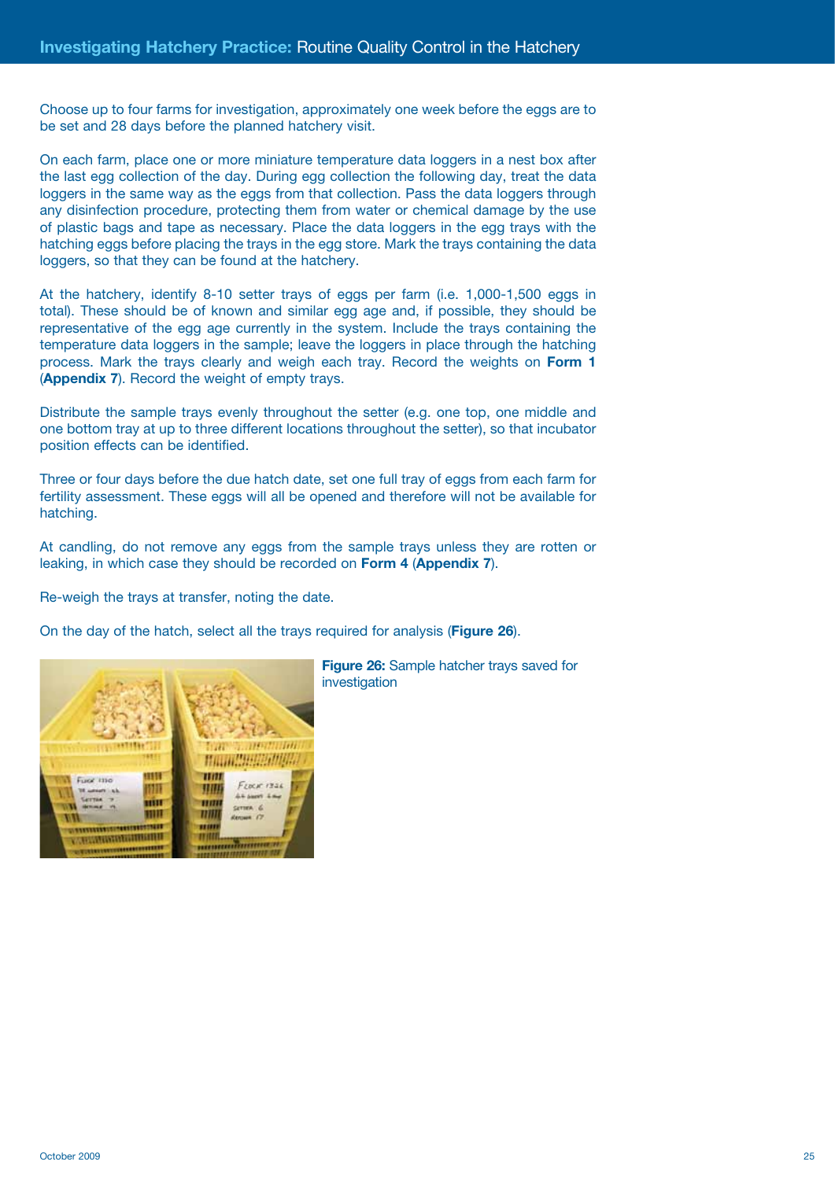Choose up to four farms for investigation, approximately one week before the eggs are to be set and 28 days before the planned hatchery visit.

On each farm, place one or more miniature temperature data loggers in a nest box after the last egg collection of the day. During egg collection the following day, treat the data loggers in the same way as the eggs from that collection. Pass the data loggers through any disinfection procedure, protecting them from water or chemical damage by the use of plastic bags and tape as necessary. Place the data loggers in the egg trays with the hatching eggs before placing the trays in the egg store. Mark the trays containing the data loggers, so that they can be found at the hatchery.

At the hatchery, identify 8-10 setter trays of eggs per farm (i.e. 1,000-1,500 eggs in total). These should be of known and similar egg age and, if possible, they should be representative of the egg age currently in the system. Include the trays containing the temperature data loggers in the sample; leave the loggers in place through the hatching process. Mark the trays clearly and weigh each tray. Record the weights on **Form 1** (**Appendix 7**). Record the weight of empty trays.

Distribute the sample trays evenly throughout the setter (e.g. one top, one middle and one bottom tray at up to three different locations throughout the setter), so that incubator position effects can be identified.

Three or four days before the due hatch date, set one full tray of eggs from each farm for fertility assessment. These eggs will all be opened and therefore will not be available for hatching.

At candling, do not remove any eggs from the sample trays unless they are rotten or leaking, in which case they should be recorded on **Form 4** (**Appendix 7**).

Re-weigh the trays at transfer, noting the date.

On the day of the hatch, select all the trays required for analysis (**Figure 26**).

**Figure 26:** Sample hatcher trays saved for investigation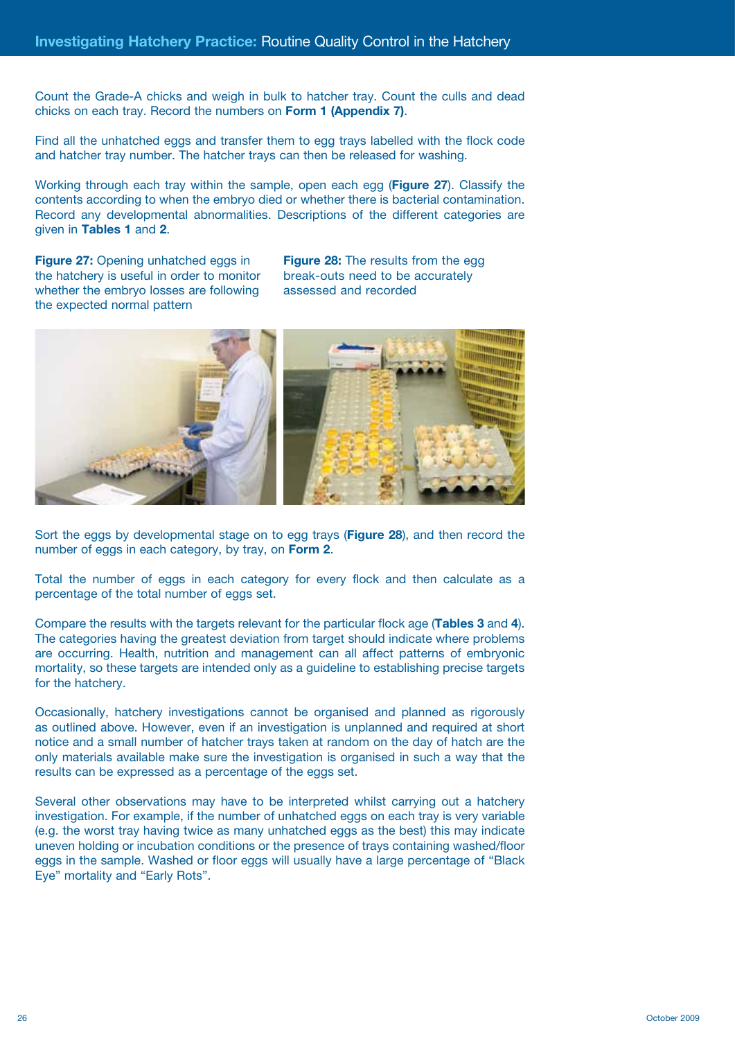Count the Grade-A chicks and weigh in bulk to hatcher tray. Count the culls and dead chicks on each tray. Record the numbers on **Form 1 (Appendix 7)**.

Find all the unhatched eggs and transfer them to egg trays labelled with the flock code and hatcher tray number. The hatcher trays can then be released for washing.

Working through each tray within the sample, open each egg (**Figure 27**). Classify the contents according to when the embryo died or whether there is bacterial contamination. Record any developmental abnormalities. Descriptions of the different categories are given in **Tables 1** and **2**.

**Figure 27:** Opening unhatched eggs in the hatchery is useful in order to monitor whether the embryo losses are following the expected normal pattern

**Figure 28:** The results from the egg break-outs need to be accurately assessed and recorded

Sort the eggs by developmental stage on to egg trays (**Figure 28**), and then record the number of eggs in each category, by tray, on **Form 2**.

Total the number of eggs in each category for every flock and then calculate as a percentage of the total number of eggs set.

Compare the results with the targets relevant for the particular flock age (**Tables 3** and **4**). The categories having the greatest deviation from target should indicate where problems are occurring. Health, nutrition and management can all affect patterns of embryonic mortality, so these targets are intended only as a guideline to establishing precise targets for the hatchery.

Occasionally, hatchery investigations cannot be organised and planned as rigorously as outlined above. However, even if an investigation is unplanned and required at short notice and a small number of hatcher trays taken at random on the day of hatch are the only materials available make sure the investigation is organised in such a way that the results can be expressed as a percentage of the eggs set.

Several other observations may have to be interpreted whilst carrying out a hatchery investigation. For example, if the number of unhatched eggs on each tray is very variable (e.g. the worst tray having twice as many unhatched eggs as the best) this may indicate uneven holding or incubation conditions or the presence of trays containing washed/floor eggs in the sample. Washed or floor eggs will usually have a large percentage of "Black Eye" mortality and "Early Rots".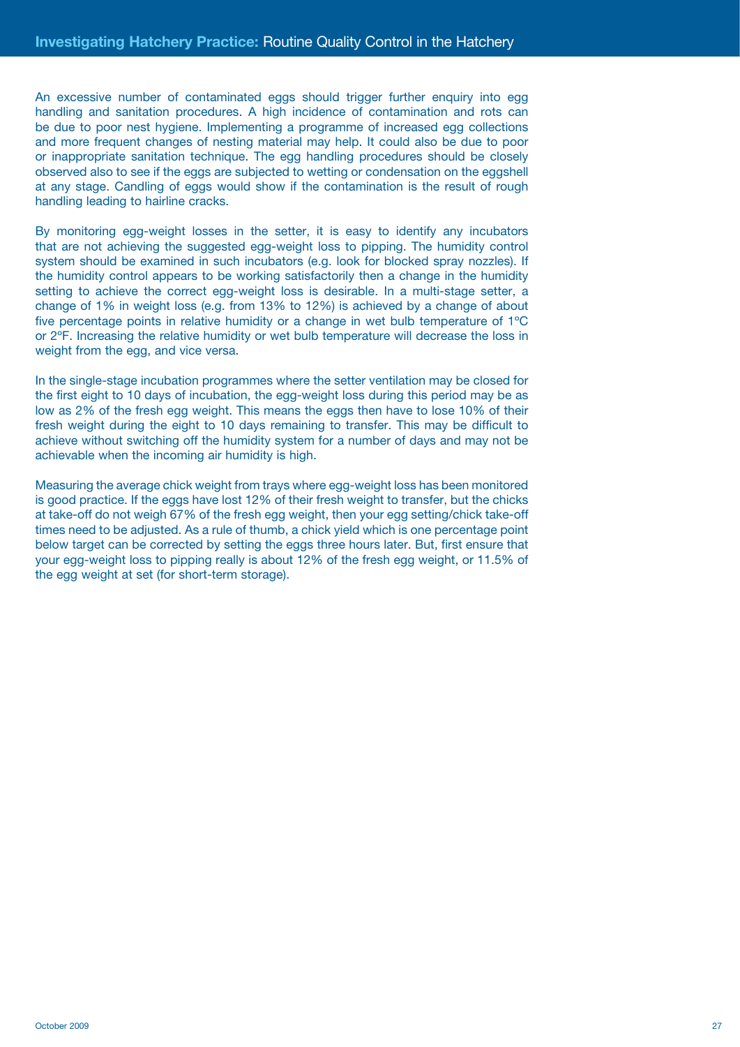An excessive number of contaminated eggs should trigger further enquiry into egg handling and sanitation procedures. A high incidence of contamination and rots can be due to poor nest hygiene. Implementing a programme of increased egg collections and more frequent changes of nesting material may help. It could also be due to poor or inappropriate sanitation technique. The egg handling procedures should be closely observed also to see if the eggs are subjected to wetting or condensation on the eggshell at any stage. Candling of eggs would show if the contamination is the result of rough handling leading to hairline cracks.

By monitoring egg-weight losses in the setter, it is easy to identify any incubators that are not achieving the suggested egg-weight loss to pipping. The humidity control system should be examined in such incubators (e.g. look for blocked spray nozzles). If the humidity control appears to be working satisfactorily then a change in the humidity setting to achieve the correct egg-weight loss is desirable. In a multi-stage setter, a change of 1% in weight loss (e.g. from 13% to 12%) is achieved by a change of about five percentage points in relative humidity or a change in wet bulb temperature of 1ºC or 2ºF. Increasing the relative humidity or wet bulb temperature will decrease the loss in weight from the egg, and vice versa.

In the single-stage incubation programmes where the setter ventilation may be closed for the first eight to 10 days of incubation, the egg-weight loss during this period may be as low as 2% of the fresh egg weight. This means the eggs then have to lose 10% of their fresh weight during the eight to 10 days remaining to transfer. This may be difficult to achieve without switching off the humidity system for a number of days and may not be achievable when the incoming air humidity is high.

Measuring the average chick weight from trays where egg-weight loss has been monitored is good practice. If the eggs have lost 12% of their fresh weight to transfer, but the chicks at take-off do not weigh 67% of the fresh egg weight, then your egg setting/chick take-off times need to be adjusted. As a rule of thumb, a chick yield which is one percentage point below target can be corrected by setting the eggs three hours later. But, first ensure that your egg-weight loss to pipping really is about 12% of the fresh egg weight, or 11.5% of the egg weight at set (for short-term storage).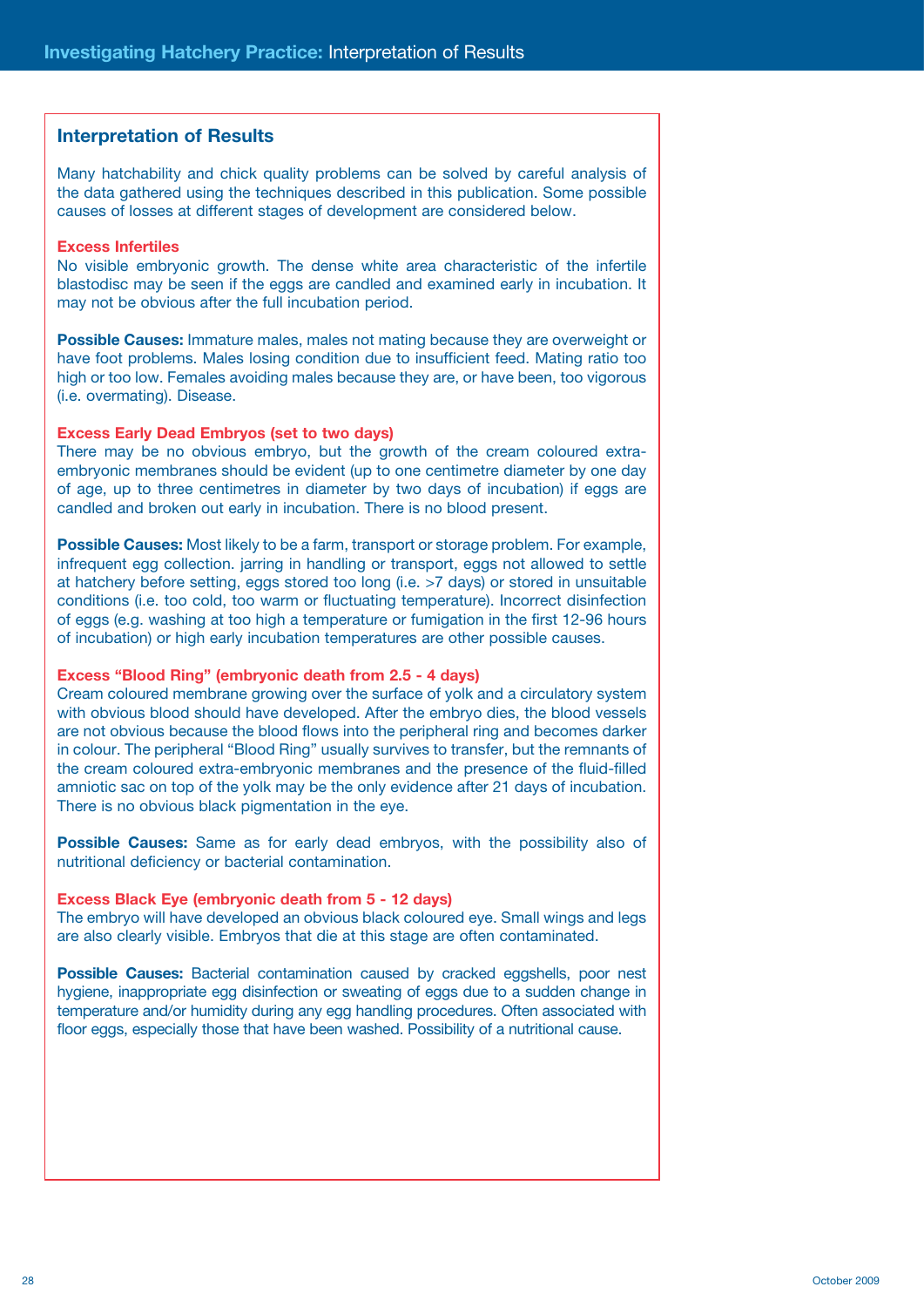## Interpretation of Results

Many hatchability and chick quality problems can be solved by careful analysis of the data gathered using the techniques described in this publication. Some possible causes of losses at different stages of development are considered below.

### Excess Infertiles

No visible embryonic growth. The dense white area characteristic of the infertile blastodisc may be seen if the eggs are candled and examined early in incubation. It may not be obvious after the full incubation period.

**Possible Causes:** Immature males, males not mating because they are overweight or have foot problems. Males losing condition due to insufficient feed. Mating ratio too high or too low. Females avoiding males because they are, or have been, too vigorous (i.e. overmating). Disease.

### Excess Early Dead Embryos (set to two days)

There may be no obvious embryo, but the growth of the cream coloured extra-embryonic membranes should be evident (up to one centimetre diameter by one day of age, up to three centimetres in diameter by two days of incubation) if eggs are candled and broken out early in incubation. There is no blood present.

**Possible Causes:** Most likely to be a farm, transport or storage problem. For example, infrequent egg collection. jarring in handling or transport, eggs not allowed to settle at hatchery before setting, eggs stored too long (i.e. >7 days) or stored in unsuitable conditions (i.e. too cold, too warm or fluctuating temperature). Incorrect disinfection of eggs (e.g. washing at too high a temperature or fumigation in the first 12-96 hours of incubation) or high early incubation temperatures are other possible causes.

### Excess "Blood Ring" (embryonic death from 2.5 - 4 days)

Cream coloured membrane growing over the surface of yolk and a circulatory system with obvious blood should have developed. After the embryo dies, the blood vessels are not obvious because the blood flows into the peripheral ring and becomes darker in colour. The peripheral "Blood Ring" usually survives to transfer, but the remnants of the cream coloured extra-embryonic membranes and the presence of the fluid-filled amniotic sac on top of the yolk may be the only evidence after 21 days of incubation. There is no obvious black pigmentation in the eye.

**Possible Causes:** Same as for early dead embryos, with the possibility also of nutritional deficiency or bacterial contamination.

### Excess Black Eye (embryonic death from 5 - 12 days)

The embryo will have developed an obvious black coloured eye. Small wings and legs are also clearly visible. Embryos that die at this stage are often contaminated.

**Possible Causes:** Bacterial contamination caused by cracked eggshells, poor nest hygiene, inappropriate egg disinfection or sweating of eggs due to a sudden change in temperature and/or humidity during any egg handling procedures. Often associated with floor eggs, especially those that have been washed. Possibility of a nutritional cause.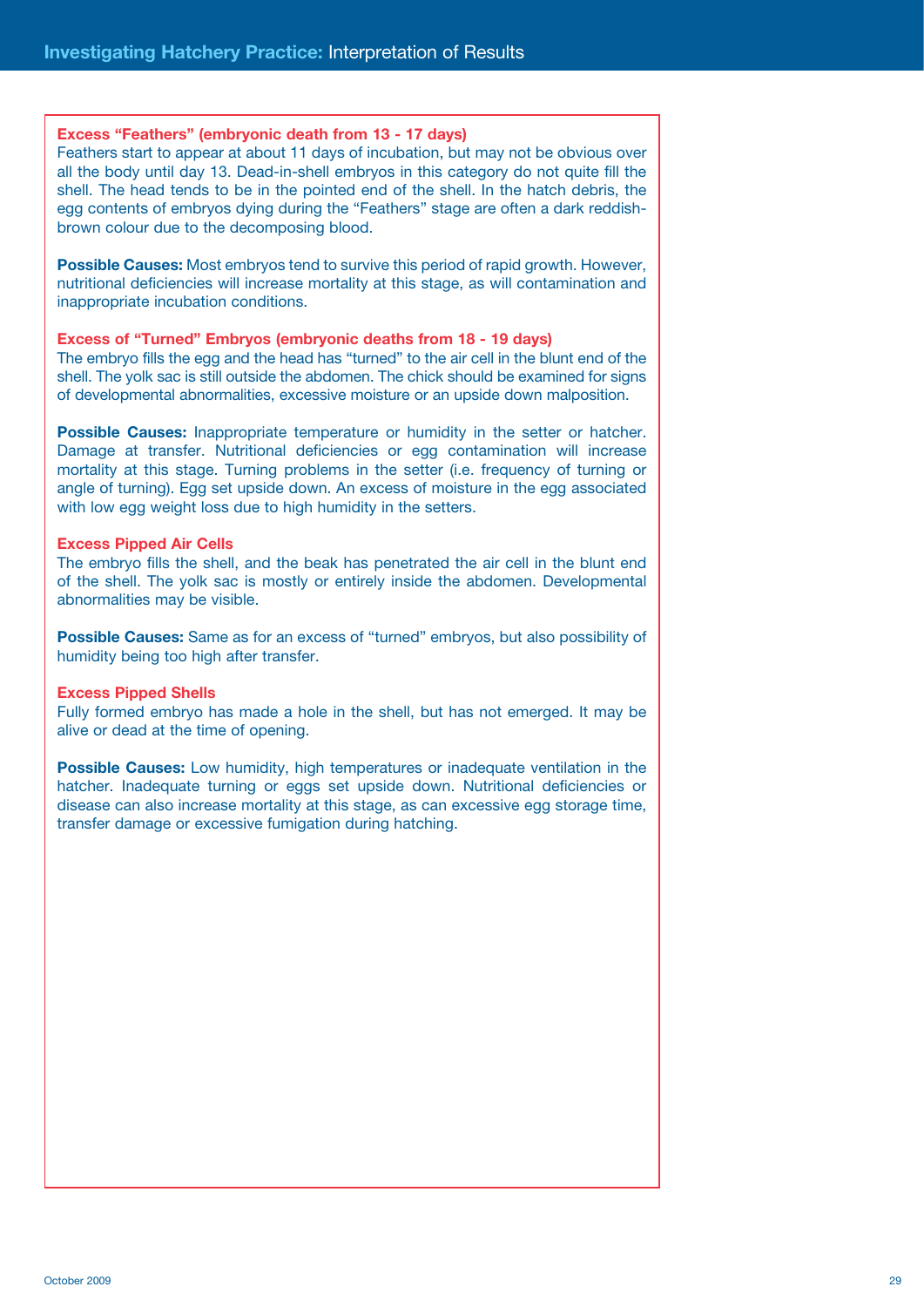### Excess "Feathers" (embryonic death from 13 - 17 days)

Feathers start to appear at about 11 days of incubation, but may not be obvious over all the body until day 13. Dead-in-shell embryos in this category do not quite fill the shell. The head tends to be in the pointed end of the shell. In the hatch debris, the egg contents of embryos dying during the "Feathers" stage are often a dark reddish-brown colour due to the decomposing blood.

**Possible Causes:** Most embryos tend to survive this period of rapid growth. However, nutritional deficiencies will increase mortality at this stage, as will contamination and inappropriate incubation conditions.

### Excess of "Turned" Embryos (embryonic deaths from 18 - 19 days)

The embryo fills the egg and the head has "turned" to the air cell in the blunt end of the shell. The yolk sac is still outside the abdomen. The chick should be examined for signs of developmental abnormalities, excessive moisture or an upside down malposition.

**Possible Causes:** Inappropriate temperature or humidity in the setter or hatcher. Damage at transfer. Nutritional deficiencies or egg contamination will increase mortality at this stage. Turning problems in the setter (i.e. frequency of turning or angle of turning). Egg set upside down. An excess of moisture in the egg associated with low egg weight loss due to high humidity in the setters.

### Excess Pipped Air Cells

The embryo fills the shell, and the beak has penetrated the air cell in the blunt end of the shell. The yolk sac is mostly or entirely inside the abdomen. Developmental abnormalities may be visible.

**Possible Causes:** Same as for an excess of "turned" embryos, but also possibility of humidity being too high after transfer.

### Excess Pipped Shells

Fully formed embryo has made a hole in the shell, but has not emerged. It may be alive or dead at the time of opening.

**Possible Causes:** Low humidity, high temperatures or inadequate ventilation in the hatcher. Inadequate turning or eggs set upside down. Nutritional deficiencies or disease can also increase mortality at this stage, as can excessive egg storage time, transfer damage or excessive fumigation during hatching.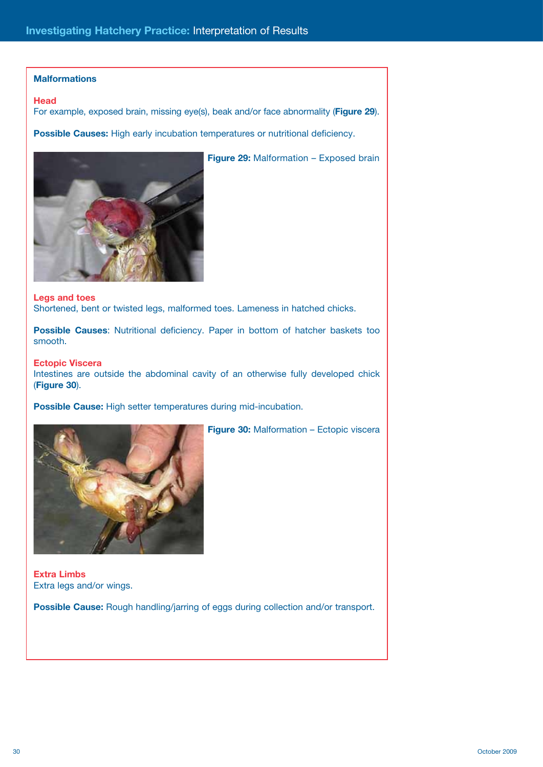## Malformations

### Head

For example, exposed brain, missing eye(s), beak and/or face abnormality (**Figure 29**).

**Possible Causes:** High early incubation temperatures or nutritional deficiency.

**Figure 29:** Malformation – Exposed brain

### Legs and toes

Shortened, bent or twisted legs, malformed toes. Lameness in hatched chicks.

**Possible Causes**: Nutritional deficiency. Paper in bottom of hatcher baskets too smooth.

### Ectopic Viscera

Intestines are outside the abdominal cavity of an otherwise fully developed chick (**Figure 30**).

**Possible Cause:** High setter temperatures during mid-incubation.

**Figure 30:** Malformation – Ectopic viscera

### Extra Limbs

Extra legs and/or wings.

**Possible Cause:** Rough handling/jarring of eggs during collection and/or transport.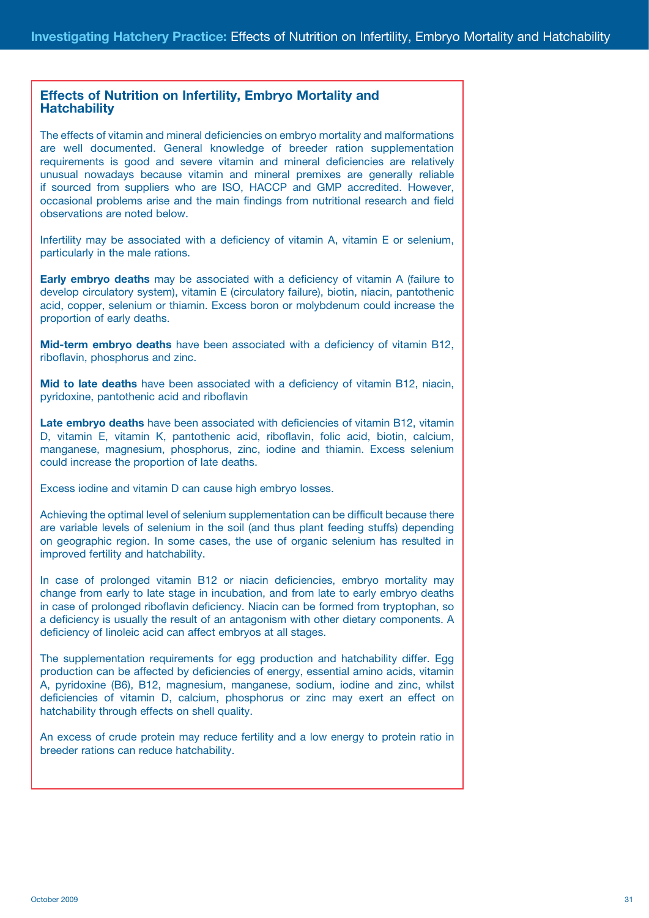## Effects of Nutrition on Infertility, Embryo Mortality and Hatchability

The effects of vitamin and mineral deficiencies on embryo mortality and malformations are well documented. General knowledge of breeder ration supplementation requirements is good and severe vitamin and mineral deficiencies are relatively unusual nowadays because vitamin and mineral premixes are generally reliable if sourced from suppliers who are ISO, HACCP and GMP accredited. However, occasional problems arise and the main findings from nutritional research and field observations are noted below.

Infertility may be associated with a deficiency of vitamin A, vitamin E or selenium, particularly in the male rations.

**Early embryo deaths** may be associated with a deficiency of vitamin A (failure to develop circulatory system), vitamin E (circulatory failure), biotin, niacin, pantothenic acid, copper, selenium or thiamin. Excess boron or molybdenum could increase the proportion of early deaths.

**Mid-term embryo deaths** have been associated with a deficiency of vitamin B12, riboflavin, phosphorus and zinc.

**Mid to late deaths** have been associated with a deficiency of vitamin B12, niacin, pyridoxine, pantothenic acid and riboflavin

**Late embryo deaths** have been associated with deficiencies of vitamin B12, vitamin D, vitamin E, vitamin K, pantothenic acid, riboflavin, folic acid, biotin, calcium, manganese, magnesium, phosphorus, zinc, iodine and thiamin. Excess selenium could increase the proportion of late deaths.

Excess iodine and vitamin D can cause high embryo losses.

Achieving the optimal level of selenium supplementation can be difficult because there are variable levels of selenium in the soil (and thus plant feeding stuffs) depending on geographic region. In some cases, the use of organic selenium has resulted in improved fertility and hatchability.

In case of prolonged vitamin B12 or niacin deficiencies, embryo mortality may change from early to late stage in incubation, and from late to early embryo deaths in case of prolonged riboflavin deficiency. Niacin can be formed from tryptophan, so a deficiency is usually the result of an antagonism with other dietary components. A deficiency of linoleic acid can affect embryos at all stages.

The supplementation requirements for egg production and hatchability differ. Egg production can be affected by deficiencies of energy, essential amino acids, vitamin A, pyridoxine (B6), B12, magnesium, manganese, sodium, iodine and zinc, whilst deficiencies of vitamin D, calcium, phosphorus or zinc may exert an effect on hatchability through effects on shell quality.

An excess of crude protein may reduce fertility and a low energy to protein ratio in breeder rations can reduce hatchability.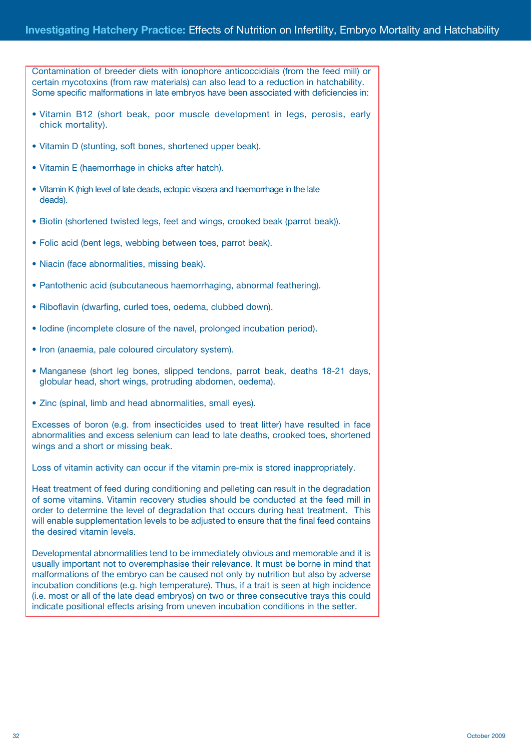Contamination of breeder diets with ionophore anticoccidials (from the feed mill) or certain mycotoxins (from raw materials) can also lead to a reduction in hatchability. Some specific malformations in late embryos have been associated with deficiencies in:

- Vitamin B12 (short beak, poor muscle development in legs, perosis, early chick mortality).
- Vitamin D (stunting, soft bones, shortened upper beak).
- Vitamin E (haemorrhage in chicks after hatch).
- Vitamin K (high level of late deads, ectopic viscera and haemorrhage in the late deads).
- Biotin (shortened twisted legs, feet and wings, crooked beak (parrot beak)).
- Folic acid (bent legs, webbing between toes, parrot beak).
- Niacin (face abnormalities, missing beak).
- Pantothenic acid (subcutaneous haemorrhaging, abnormal feathering).
- Riboflavin (dwarfing, curled toes, oedema, clubbed down).
- Iodine (incomplete closure of the navel, prolonged incubation period).
- Iron (anaemia, pale coloured circulatory system).
- Manganese (short leg bones, slipped tendons, parrot beak, deaths 18-21 days, globular head, short wings, protruding abdomen, oedema).
- Zinc (spinal, limb and head abnormalities, small eyes).

Excesses of boron (e.g. from insecticides used to treat litter) have resulted in face abnormalities and excess selenium can lead to late deaths, crooked toes, shortened wings and a short or missing beak.

Loss of vitamin activity can occur if the vitamin pre-mix is stored inappropriately.

Heat treatment of feed during conditioning and pelleting can result in the degradation of some vitamins. Vitamin recovery studies should be conducted at the feed mill in order to determine the level of degradation that occurs during heat treatment. This will enable supplementation levels to be adjusted to ensure that the final feed contains the desired vitamin levels.

Developmental abnormalities tend to be immediately obvious and memorable and it is usually important not to overemphasise their relevance. It must be borne in mind that malformations of the embryo can be caused not only by nutrition but also by adverse incubation conditions (e.g. high temperature). Thus, if a trait is seen at high incidence (i.e. most or all of the late dead embryos) on two or three consecutive trays this could indicate positional effects arising from uneven incubation conditions in the setter.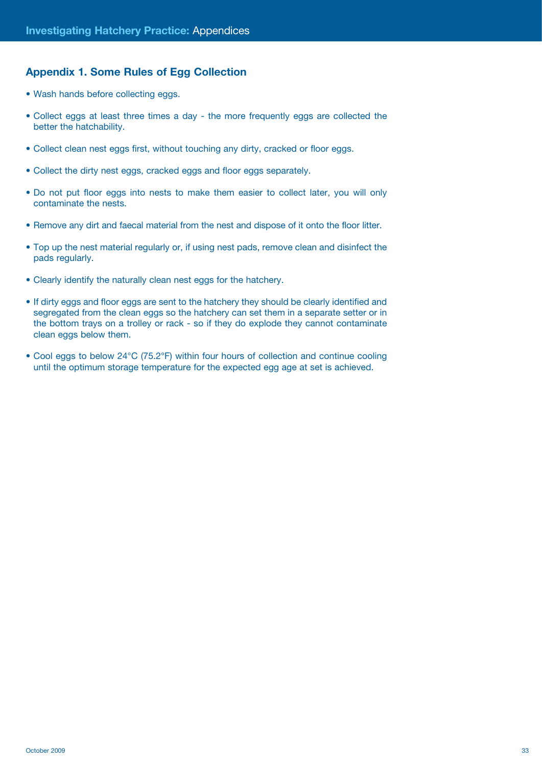## Appendix 1. Some Rules of Egg Collection

- Wash hands before collecting eggs.
- Collect eggs at least three times a day - the more frequently eggs are collected the better the hatchability.
- Collect clean nest eggs first, without touching any dirty, cracked or floor eggs.
- Collect the dirty nest eggs, cracked eggs and floor eggs separately.
- Do not put floor eggs into nests to make them easier to collect later, you will only contaminate the nests.
- Remove any dirt and faecal material from the nest and dispose of it onto the floor litter.
- Top up the nest material regularly or, if using nest pads, remove clean and disinfect the pads regularly.
- Clearly identify the naturally clean nest eggs for the hatchery.
- If dirty eggs and floor eggs are sent to the hatchery they should be clearly identified and segregated from the clean eggs so the hatchery can set them in a separate setter or in the bottom trays on a trolley or rack - so if they do explode they cannot contaminate clean eggs below them.
- Cool eggs to below 24°C (75.2°F) within four hours of collection and continue cooling until the optimum storage temperature for the expected egg age at set is achieved.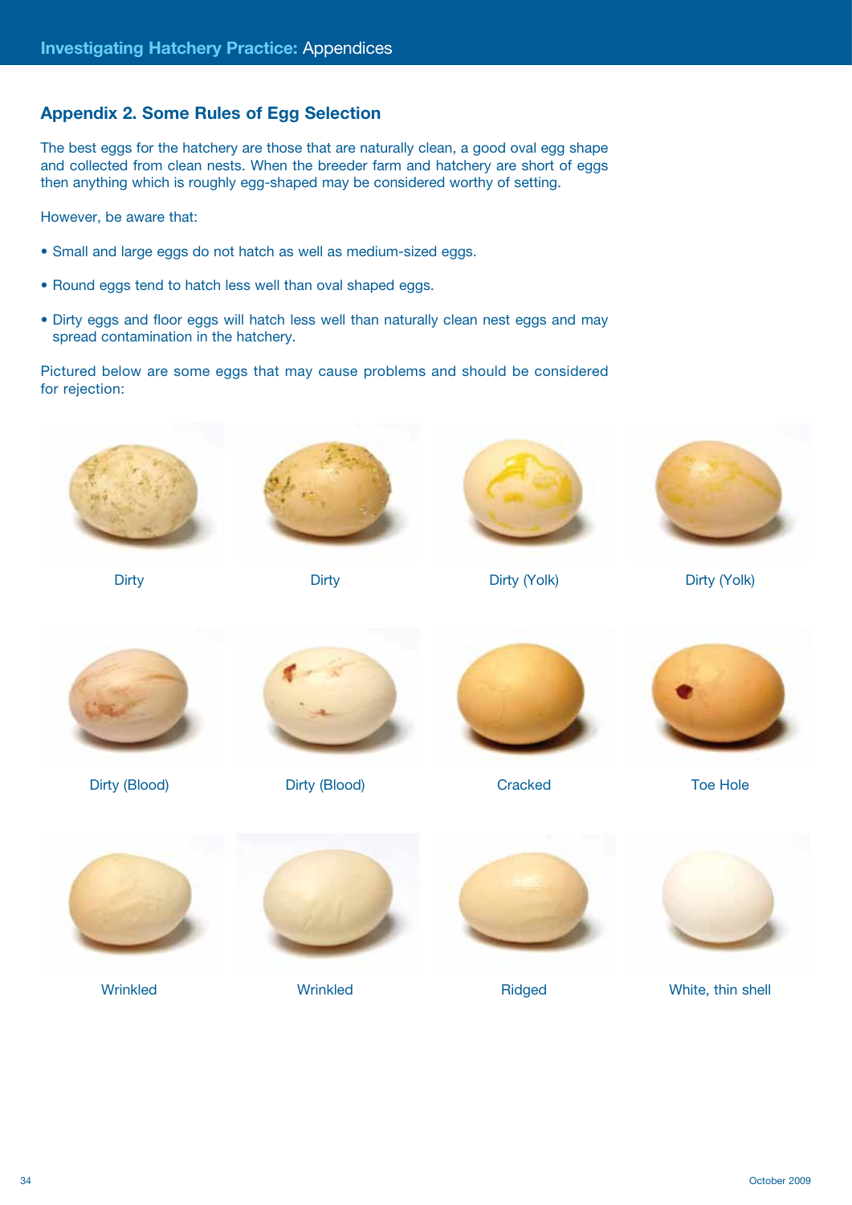## Appendix 2. Some Rules of Egg Selection

The best eggs for the hatchery are those that are naturally clean, a good oval egg shape and collected from clean nests. When the breeder farm and hatchery are short of eggs then anything which is roughly egg-shaped may be considered worthy of setting.

However, be aware that:

- Small and large eggs do not hatch as well as medium-sized eggs.
- Round eggs tend to hatch less well than oval shaped eggs.
- Dirty eggs and floor eggs will hatch less well than naturally clean nest eggs and may spread contamination in the hatchery.

Pictured below are some eggs that may cause problems and should be considered for rejection:

Dirty

Dirty

Dirty (Yolk)

Dirty (Yolk)

Dirty (Blood)

Dirty (Blood)

Cracked

Toe Hole

Wrinkled

Wrinkled

Ridged

White, thin shell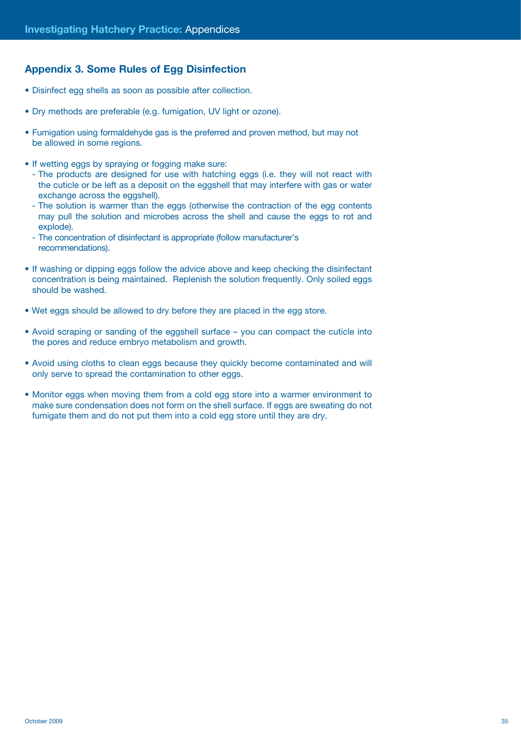## Appendix 3. Some Rules of Egg Disinfection

- Disinfect egg shells as soon as possible after collection.

- Dry methods are preferable (e.g. fumigation, UV light or ozone).

- Fumigation using formaldehyde gas is the preferred and proven method, but may not be allowed in some regions.

- If wetting eggs by spraying or fogging make sure:
  - The products are designed for use with hatching eggs (i.e. they will not react with the cuticle or be left as a deposit on the eggshell that may interfere with gas or water exchange across the eggshell).
  - The solution is warmer than the eggs (otherwise the contraction of the egg contents may pull the solution and microbes across the shell and cause the eggs to rot and explode).
  - The concentration of disinfectant is appropriate (follow manufacturer's recommendations).

- If washing or dipping eggs follow the advice above and keep checking the disinfectant concentration is being maintained. Replenish the solution frequently. Only soiled eggs should be washed.

- Wet eggs should be allowed to dry before they are placed in the egg store.

- Avoid scraping or sanding of the eggshell surface – you can compact the cuticle into the pores and reduce embryo metabolism and growth.

- Avoid using cloths to clean eggs because they quickly become contaminated and will only serve to spread the contamination to other eggs.

- Monitor eggs when moving them from a cold egg store into a warmer environment to make sure condensation does not form on the shell surface. If eggs are sweating do not fumigate them and do not put them into a cold egg store until they are dry.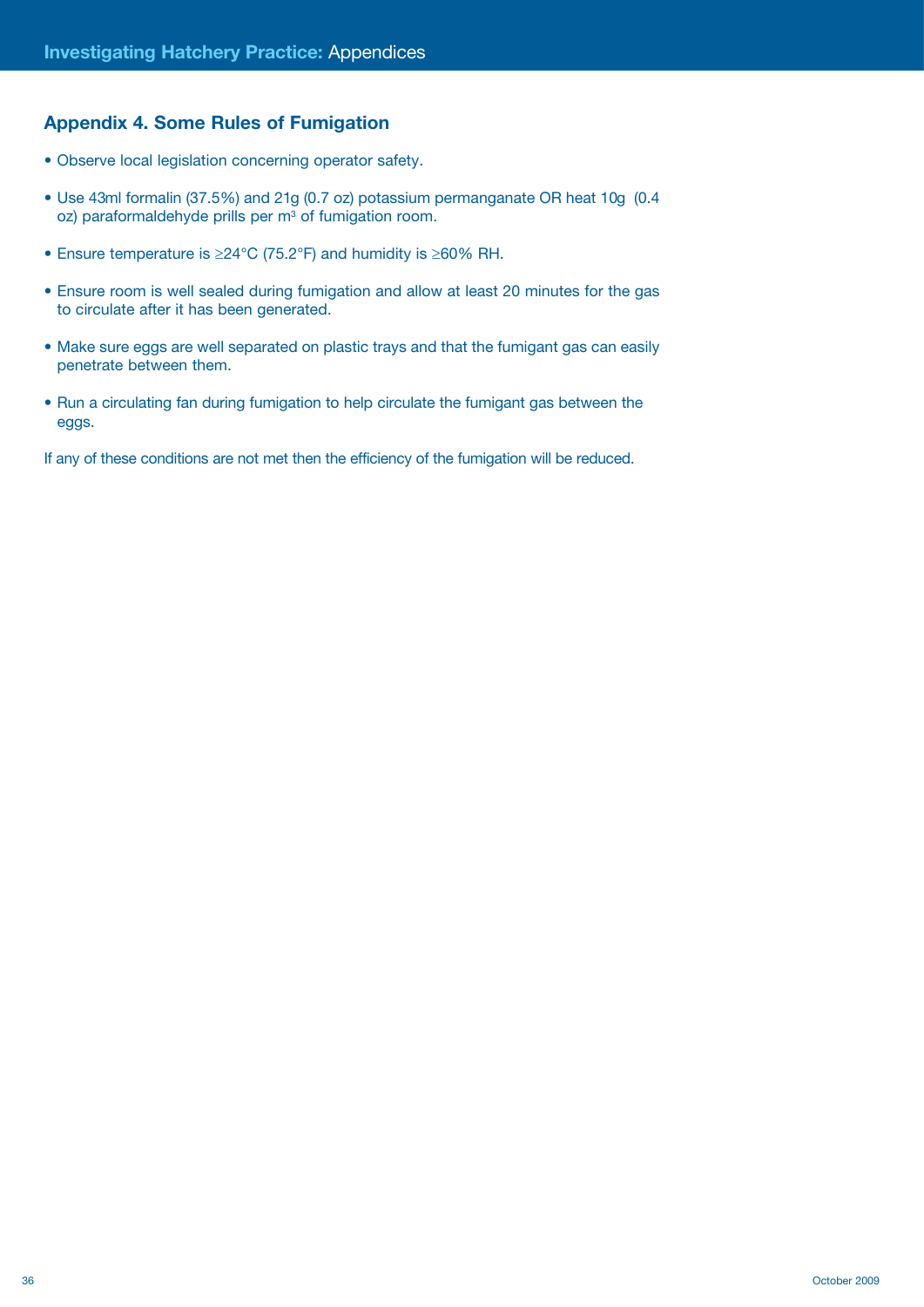## Appendix 4. Some Rules of Fumigation

- Observe local legislation concerning operator safety.
- Use 43ml formalin (37.5%) and 21g (0.7 oz) potassium permanganate OR heat 10g (0.4 oz) paraformaldehyde prills per m³ of fumigation room.
- Ensure temperature is ≥24°C (75.2°F) and humidity is ≥60% RH.
- Ensure room is well sealed during fumigation and allow at least 20 minutes for the gas to circulate after it has been generated.
- Make sure eggs are well separated on plastic trays and that the fumigant gas can easily penetrate between them.
- Run a circulating fan during fumigation to help circulate the fumigant gas between the eggs.

If any of these conditions are not met then the efficiency of the fumigation will be reduced.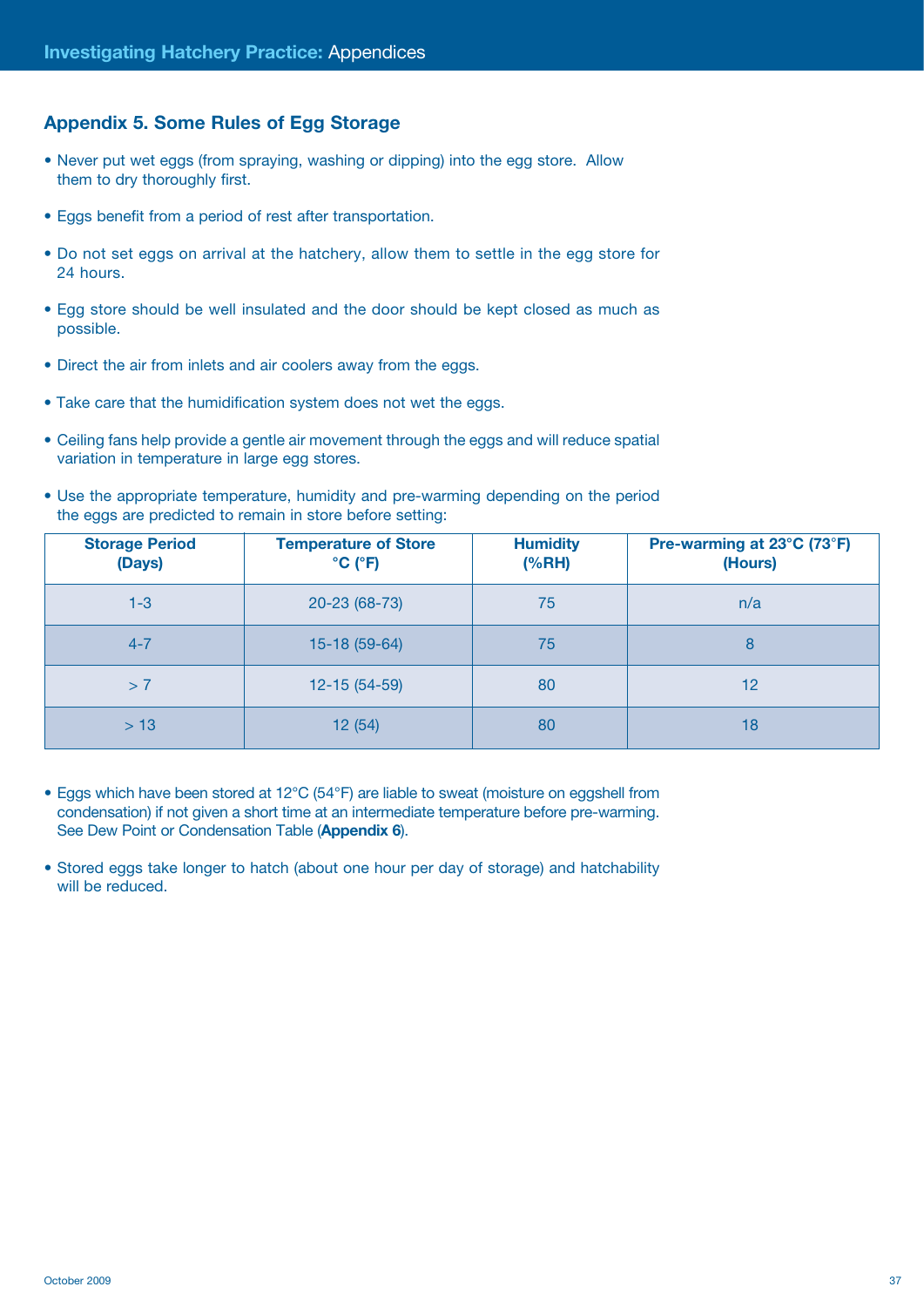## Appendix 5. Some Rules of Egg Storage

- Never put wet eggs (from spraying, washing or dipping) into the egg store. Allow them to dry thoroughly first.
- Eggs benefit from a period of rest after transportation.
- Do not set eggs on arrival at the hatchery, allow them to settle in the egg store for 24 hours.
- Egg store should be well insulated and the door should be kept closed as much as possible.
- Direct the air from inlets and air coolers away from the eggs.
- Take care that the humidification system does not wet the eggs.
- Ceiling fans help provide a gentle air movement through the eggs and will reduce spatial variation in temperature in large egg stores.
- Use the appropriate temperature, humidity and pre-warming depending on the period the eggs are predicted to remain in store before setting:

| Storage Period (Days) | Temperature of Store °C (°F) | Humidity (%RH) | Pre-warming at 23°C (73°F) (Hours) |
|---|---|---|---|
| 1-3 | 20-23 (68-73) | 75 | n/a |
| 4-7 | 15-18 (59-64) | 75 | 8 |
| > 7 | 12-15 (54-59) | 80 | 12 |
| > 13 | 12 (54) | 80 | 18 |

- Eggs which have been stored at 12°C (54°F) are liable to sweat (moisture on eggshell from condensation) if not given a short time at an intermediate temperature before pre-warming. See Dew Point or Condensation Table (**Appendix 6**).
- Stored eggs take longer to hatch (about one hour per day of storage) and hatchability will be reduced.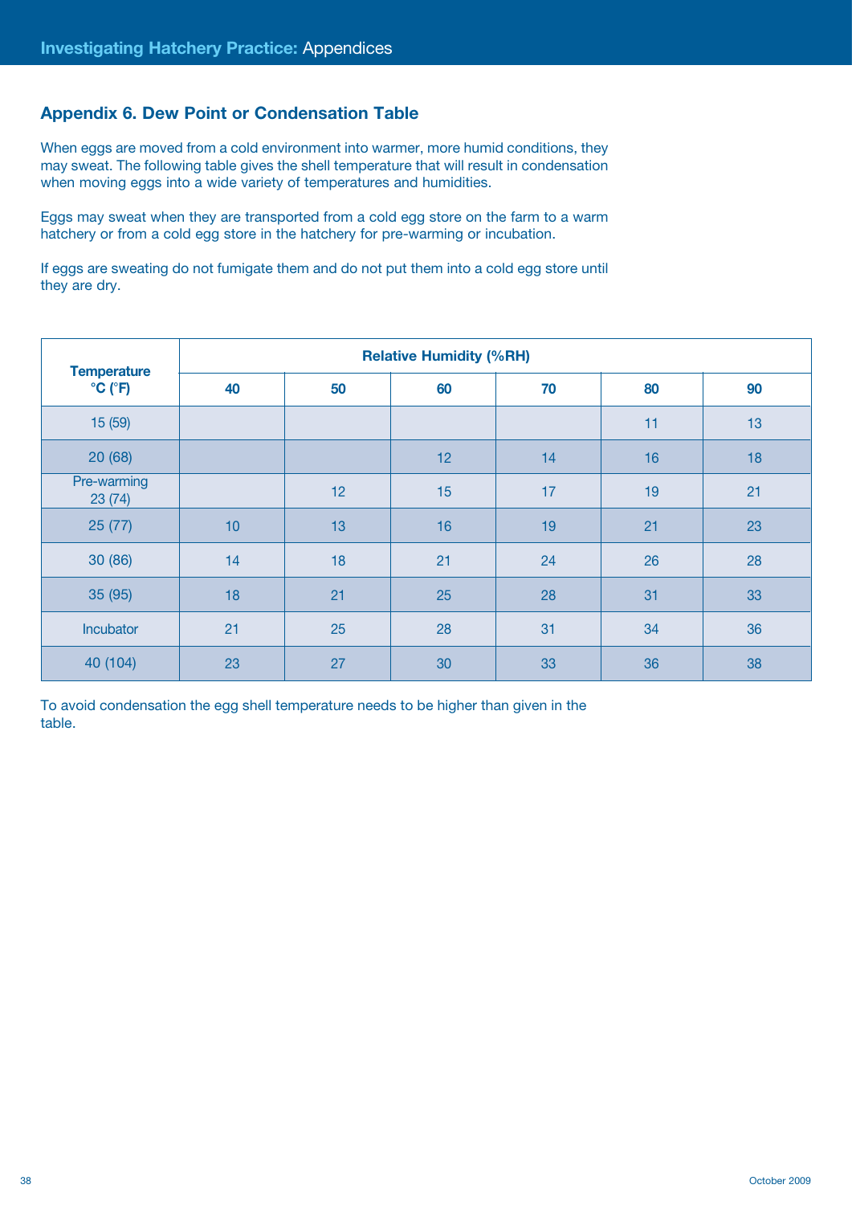## Appendix 6. Dew Point or Condensation Table

When eggs are moved from a cold environment into warmer, more humid conditions, they may sweat. The following table gives the shell temperature that will result in condensation when moving eggs into a wide variety of temperatures and humidities.

Eggs may sweat when they are transported from a cold egg store on the farm to a warm hatchery or from a cold egg store in the hatchery for pre-warming or incubation.

If eggs are sweating do not fumigate them and do not put them into a cold egg store until they are dry.

| Temperature °C (°F) | Relative Humidity (%RH) | | | | | |
|---|---|---|---|---|---|---|
| | 40 | 50 | 60 | 70 | 80 | 90 |
| 15 (59) | | | | | 11 | 13 |
| 20 (68) | | | 12 | 14 | 16 | 18 |
| Pre-warming 23 (74) | | 12 | 15 | 17 | 19 | 21 |
| 25 (77) | 10 | 13 | 16 | 19 | 21 | 23 |
| 30 (86) | 14 | 18 | 21 | 24 | 26 | 28 |
| 35 (95) | 18 | 21 | 25 | 28 | 31 | 33 |
| Incubator | 21 | 25 | 28 | 31 | 34 | 36 |
| 40 (104) | 23 | 27 | 30 | 33 | 36 | 38 |

To avoid condensation the egg shell temperature needs to be higher than given in the table.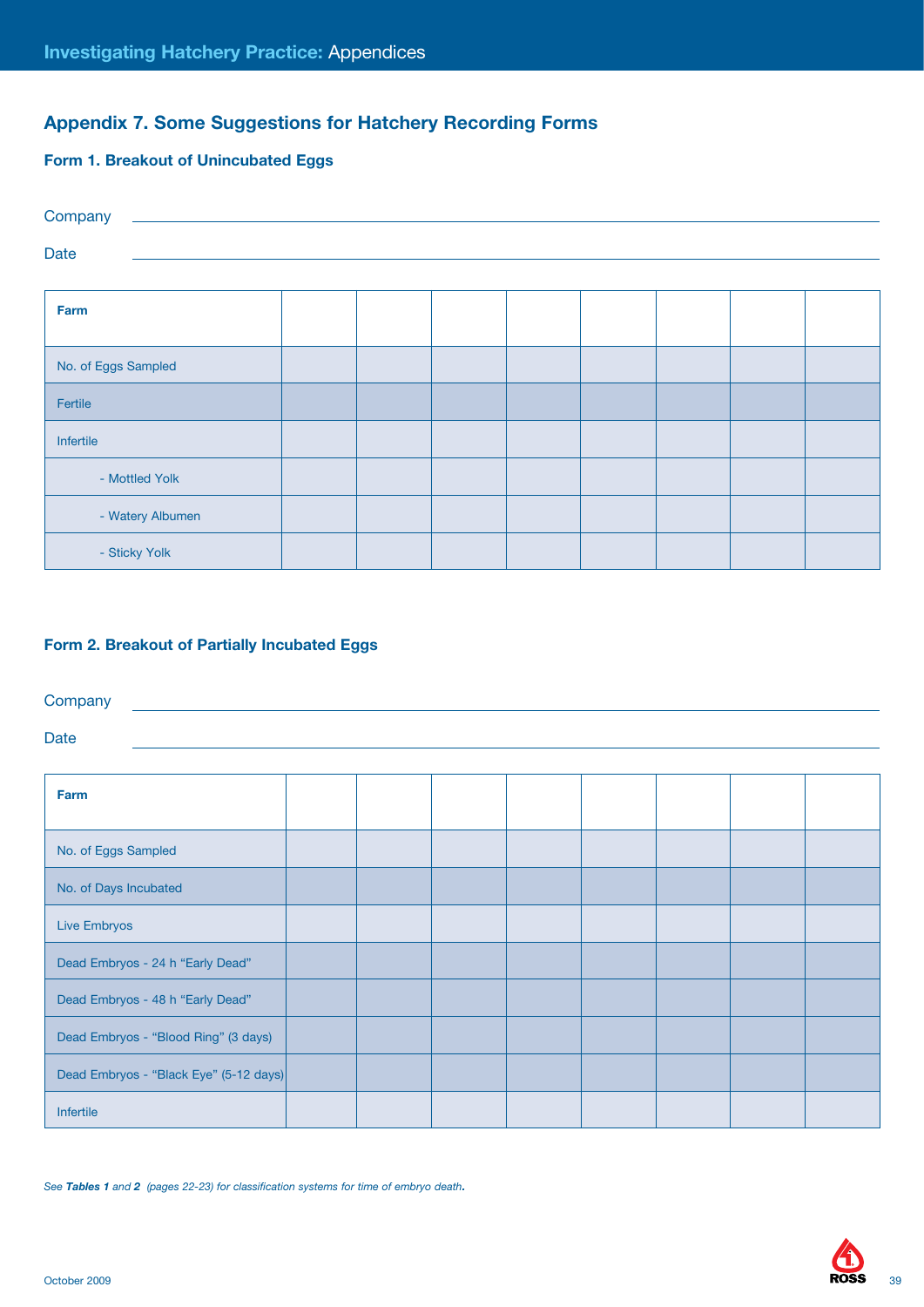## Appendix 7. Some Suggestions for Hatchery Recording Forms

### Form 1. Breakout of Unincubated Eggs

Company \_\_\_\_\_\_\_\_\_\_\_\_\_\_\_\_\_\_\_\_\_\_\_\_\_\_\_\_\_\_\_\_\_\_\_\_\_\_\_\_

Date \_\_\_\_\_\_\_\_\_\_\_\_\_\_\_\_\_\_\_\_\_\_\_\_\_\_\_\_\_\_\_\_\_\_\_\_\_\_\_\_

| **Farm** | | | | | | | | |
|---|---|---|---|---|---|---|---|---|
| No. of Eggs Sampled | | | | | | | | |
| Fertile | | | | | | | | |
| Infertile | | | | | | | | |
| - Mottled Yolk | | | | | | | | |
| - Watery Albumen | | | | | | | | |
| - Sticky Yolk | | | | | | | | |

### Form 2. Breakout of Partially Incubated Eggs

Company \_\_\_\_\_\_\_\_\_\_\_\_\_\_\_\_\_\_\_\_\_\_\_\_\_\_\_\_\_\_\_\_\_\_\_\_\_\_\_\_

Date \_\_\_\_\_\_\_\_\_\_\_\_\_\_\_\_\_\_\_\_\_\_\_\_\_\_\_\_\_\_\_\_\_\_\_\_\_\_\_\_

| **Farm** | | | | | | | | |
|---|---|---|---|---|---|---|---|---|
| No. of Eggs Sampled | | | | | | | | |
| No. of Days Incubated | | | | | | | | |
| Live Embryos | | | | | | | | |
| Dead Embryos - 24 h "Early Dead" | | | | | | | | |
| Dead Embryos - 48 h "Early Dead" | | | | | | | | |
| Dead Embryos - "Blood Ring" (3 days) | | | | | | | | |
| Dead Embryos - "Black Eye" (5-12 days) | | | | | | | | |
| Infertile | | | | | | | | |

*See **Tables 1** and **2** (pages 22-23) for classification systems for time of embryo death.*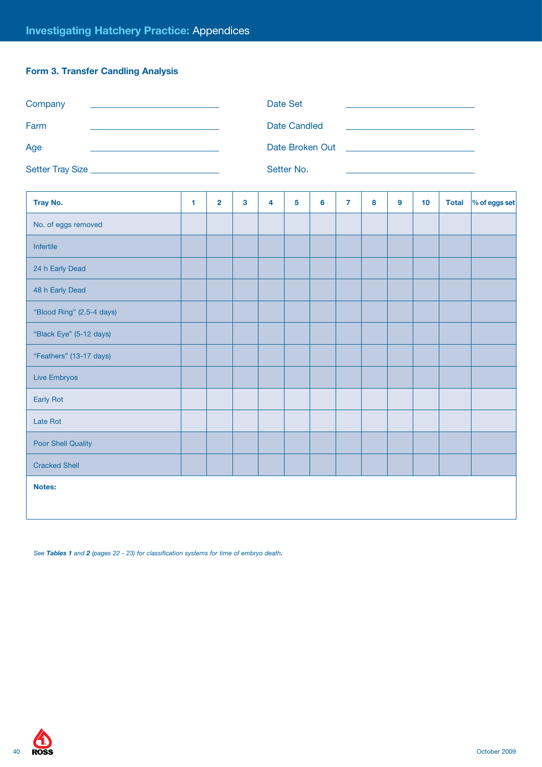### Form 3. Transfer Candling Analysis

Company ______________________ Date Set ______________________

Farm ______________________ Date Candled ______________________

Age ______________________ Date Broken Out ______________________

Setter Tray Size ______________________ Setter No. ______________________

| Tray No. | 1 | 2 | 3 | 4 | 5 | 6 | 7 | 8 | 9 | 10 | Total | % of eggs set |
|---|---|---|---|---|---|---|---|---|---|---|---|---|
| No. of eggs removed | | | | | | | | | | | | |
| Infertile | | | | | | | | | | | | |
| 24 h Early Dead | | | | | | | | | | | | |
| 48 h Early Dead | | | | | | | | | | | | |
| “Blood Ring” (2.5-4 days) | | | | | | | | | | | | |
| “Black Eye” (5-12 days) | | | | | | | | | | | | |
| “Feathers” (13-17 days) | | | | | | | | | | | | |
| Live Embryos | | | | | | | | | | | | |
| Early Rot | | | | | | | | | | | | |
| Late Rot | | | | | | | | | | | | |
| Poor Shell Quality | | | | | | | | | | | | |
| Cracked Shell | | | | | | | | | | | | |

**Notes:**

*See **Tables 1** and **2** (pages 22 - 23) for classification systems for time of embryo death.*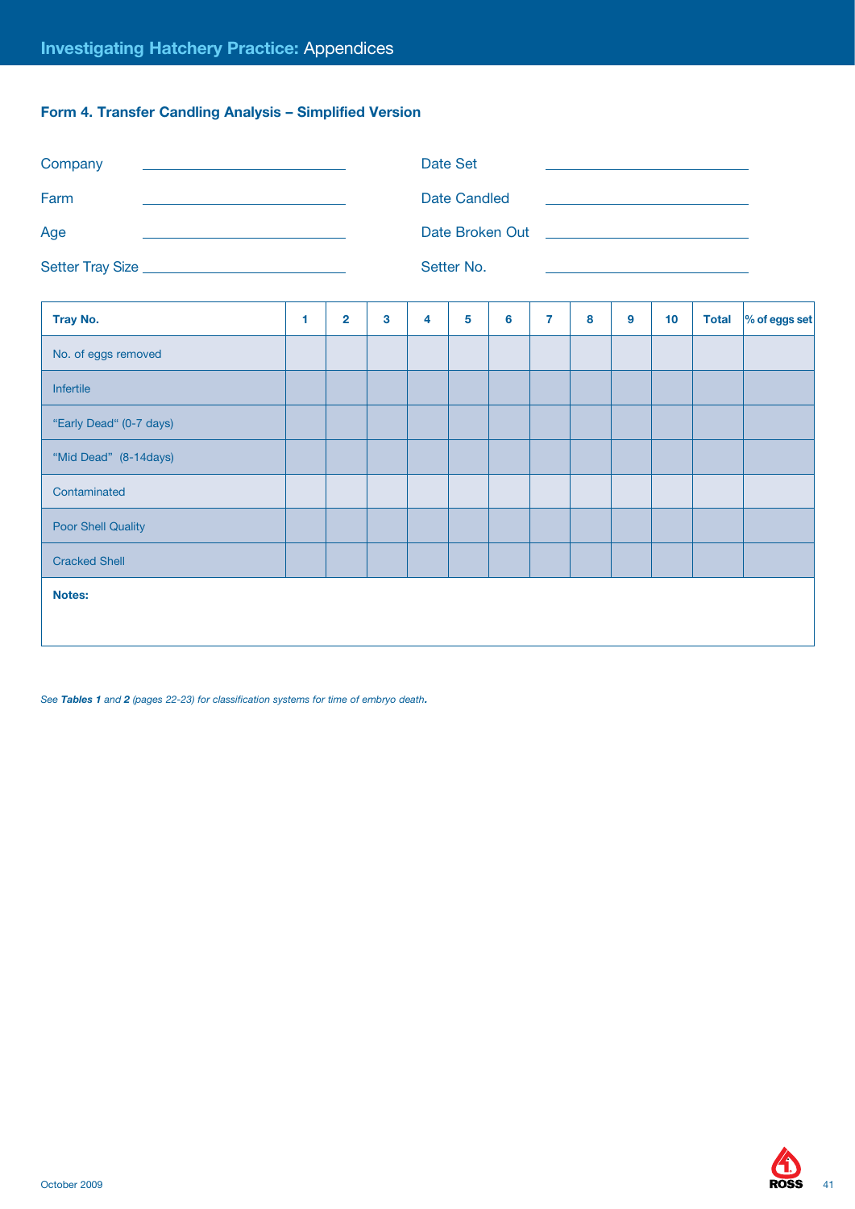### Form 4. Transfer Candling Analysis – Simplified Version

Company ______________________ Date Set ______________________

Farm ______________________ Date Candled ______________________

Age ______________________ Date Broken Out ______________________

Setter Tray Size ______________________ Setter No. ______________________

| Tray No. | 1 | 2 | 3 | 4 | 5 | 6 | 7 | 8 | 9 | 10 | Total | % of eggs set |
|---|---|---|---|---|---|---|---|---|---|---|---|---|
| No. of eggs removed | | | | | | | | | | | | |
| Infertile | | | | | | | | | | | | |
| "Early Dead" (0-7 days) | | | | | | | | | | | | |
| "Mid Dead" (8-14days) | | | | | | | | | | | | |
| Contaminated | | | | | | | | | | | | |
| Poor Shell Quality | | | | | | | | | | | | |
| Cracked Shell | | | | | | | | | | | | |

**Notes:**

*See **Tables 1** and **2** (pages 22-23) for classification systems for time of embryo death.*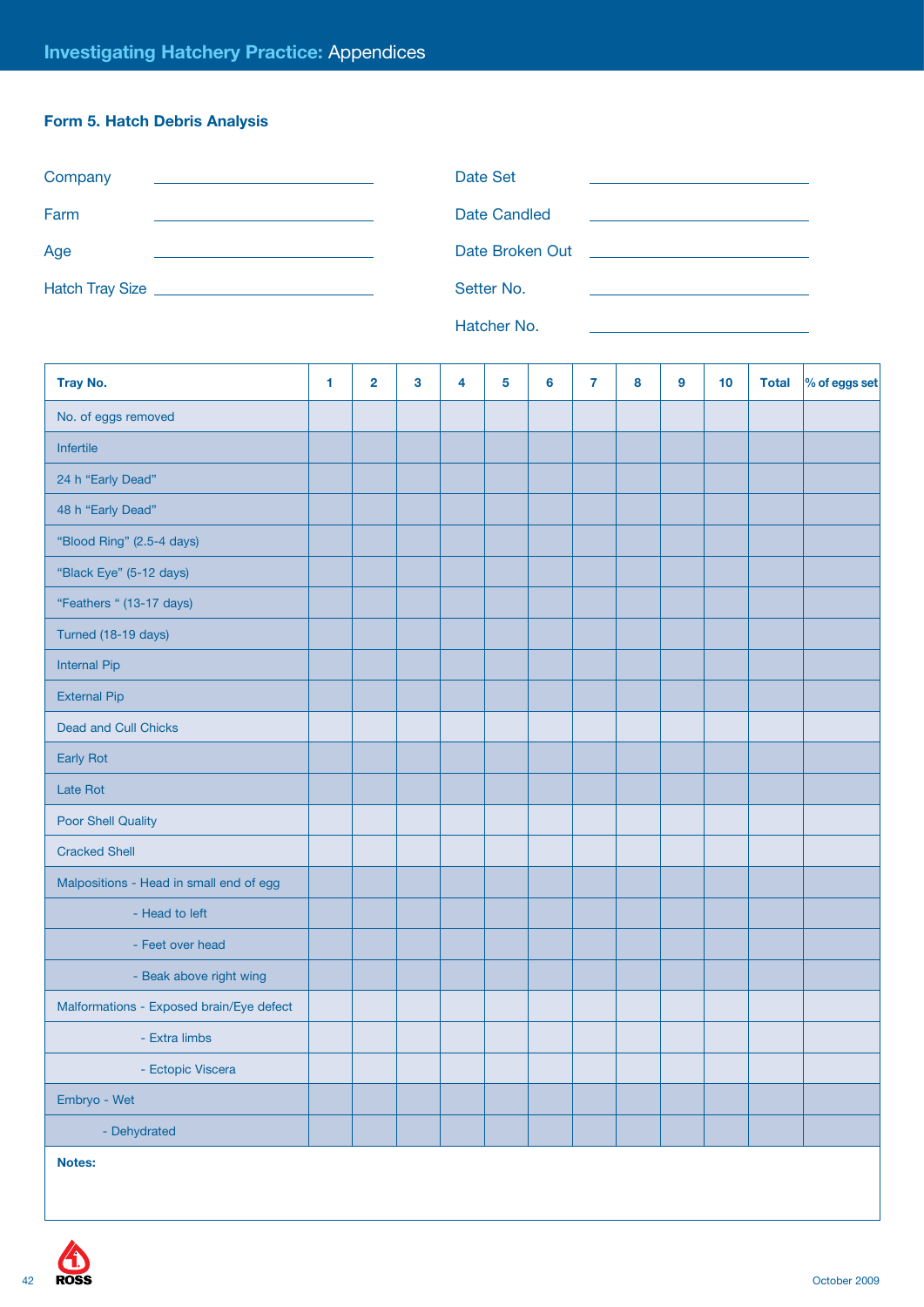### Form 5. Hatch Debris Analysis

Company ______________________

Farm ______________________

Age ______________________

Hatch Tray Size ______________________

Date Set ______________________

Date Candled ______________________

Date Broken Out ______________________

Setter No. ______________________

Hatcher No. ______________________

| Tray No. | 1 | 2 | 3 | 4 | 5 | 6 | 7 | 8 | 9 | 10 | Total | % of eggs set |
|---|---|---|---|---|---|---|---|---|---|---|---|---|
| No. of eggs removed | | | | | | | | | | | | |
| Infertile | | | | | | | | | | | | |
| 24 h "Early Dead" | | | | | | | | | | | | |
| 48 h "Early Dead" | | | | | | | | | | | | |
| "Blood Ring" (2.5-4 days) | | | | | | | | | | | | |
| "Black Eye" (5-12 days) | | | | | | | | | | | | |
| "Feathers " (13-17 days) | | | | | | | | | | | | |
| Turned (18-19 days) | | | | | | | | | | | | |
| Internal Pip | | | | | | | | | | | | |
| External Pip | | | | | | | | | | | | |
| Dead and Cull Chicks | | | | | | | | | | | | |
| Early Rot | | | | | | | | | | | | |
| Late Rot | | | | | | | | | | | | |
| Poor Shell Quality | | | | | | | | | | | | |
| Cracked Shell | | | | | | | | | | | | |
| Malpositions - Head in small end of egg | | | | | | | | | | | | |
| - Head to left | | | | | | | | | | | | |
| - Feet over head | | | | | | | | | | | | |
| - Beak above right wing | | | | | | | | | | | | |
| Malformations - Exposed brain/Eye defect | | | | | | | | | | | | |
| - Extra limbs | | | | | | | | | | | | |
| - Ectopic Viscera | | | | | | | | | | | | |
| Embryo - Wet | | | | | | | | | | | | |
| - Dehydrated | | | | | | | | | | | | |

**Notes:**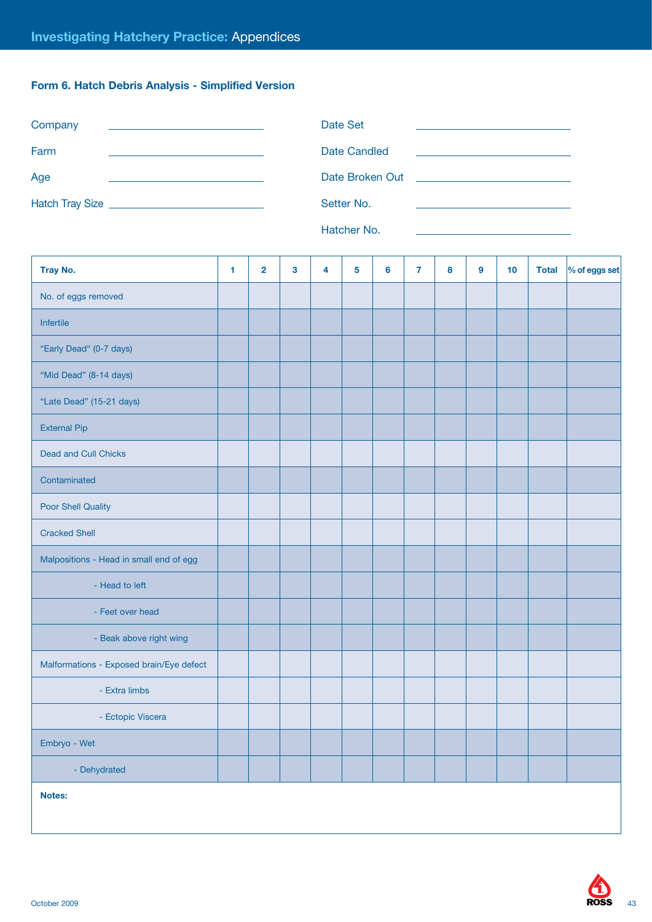## Form 6. Hatch Debris Analysis - Simplified Version

Company ______________________

Farm ______________________

Age ______________________

Hatch Tray Size ______________________

Date Set ______________________

Date Candled ______________________

Date Broken Out ______________________

Setter No. ______________________

Hatcher No. ______________________

| Tray No. | 1 | 2 | 3 | 4 | 5 | 6 | 7 | 8 | 9 | 10 | Total | % of eggs set |
|---|---|---|---|---|---|---|---|---|---|---|---|---|
| No. of eggs removed | | | | | | | | | | | | |
| Infertile | | | | | | | | | | | | |
| “Early Dead“ (0-7 days) | | | | | | | | | | | | |
| “Mid Dead” (8-14 days) | | | | | | | | | | | | |
| “Late Dead” (15-21 days) | | | | | | | | | | | | |
| External Pip | | | | | | | | | | | | |
| Dead and Cull Chicks | | | | | | | | | | | | |
| Contaminated | | | | | | | | | | | | |
| Poor Shell Quality | | | | | | | | | | | | |
| Cracked Shell | | | | | | | | | | | | |
| Malpositions - Head in small end of egg | | | | | | | | | | | | |
| - Head to left | | | | | | | | | | | | |
| - Feet over head | | | | | | | | | | | | |
| - Beak above right wing | | | | | | | | | | | | |
| Malformations - Exposed brain/Eye defect | | | | | | | | | | | | |
| - Extra limbs | | | | | | | | | | | | |
| - Ectopic Viscera | | | | | | | | | | | | |
| Embryo - Wet | | | | | | | | | | | | |
| - Dehydrated | | | | | | | | | | | | |

**Notes:**

October 2009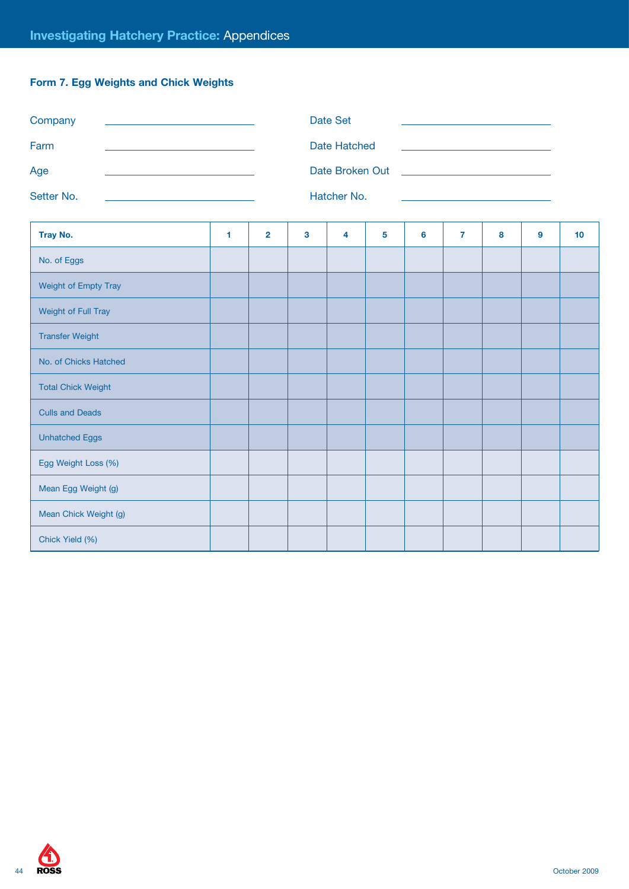## Form 7. Egg Weights and Chick Weights

Company ____________________  Date Set ____________________

Farm ____________________  Date Hatched ____________________

Age ____________________  Date Broken Out ____________________

Setter No. ____________________  Hatcher No. ____________________

| Tray No. | 1 | 2 | 3 | 4 | 5 | 6 | 7 | 8 | 9 | 10 |
|---|---|---|---|---|---|---|---|---|---|---|
| No. of Eggs | | | | | | | | | | |
| Weight of Empty Tray | | | | | | | | | | |
| Weight of Full Tray | | | | | | | | | | |
| Transfer Weight | | | | | | | | | | |
| No. of Chicks Hatched | | | | | | | | | | |
| Total Chick Weight | | | | | | | | | | |
| Culls and Deads | | | | | | | | | | |
| Unhatched Eggs | | | | | | | | | | |
| Egg Weight Loss (%) | | | | | | | | | | |
| Mean Egg Weight (g) | | | | | | | | | | |
| Mean Chick Weight (g) | | | | | | | | | | |
| Chick Yield (%) | | | | | | | | | | |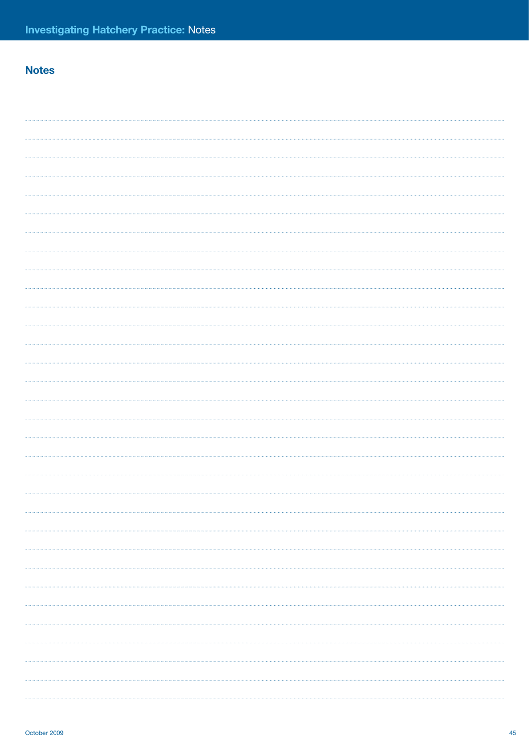## Notes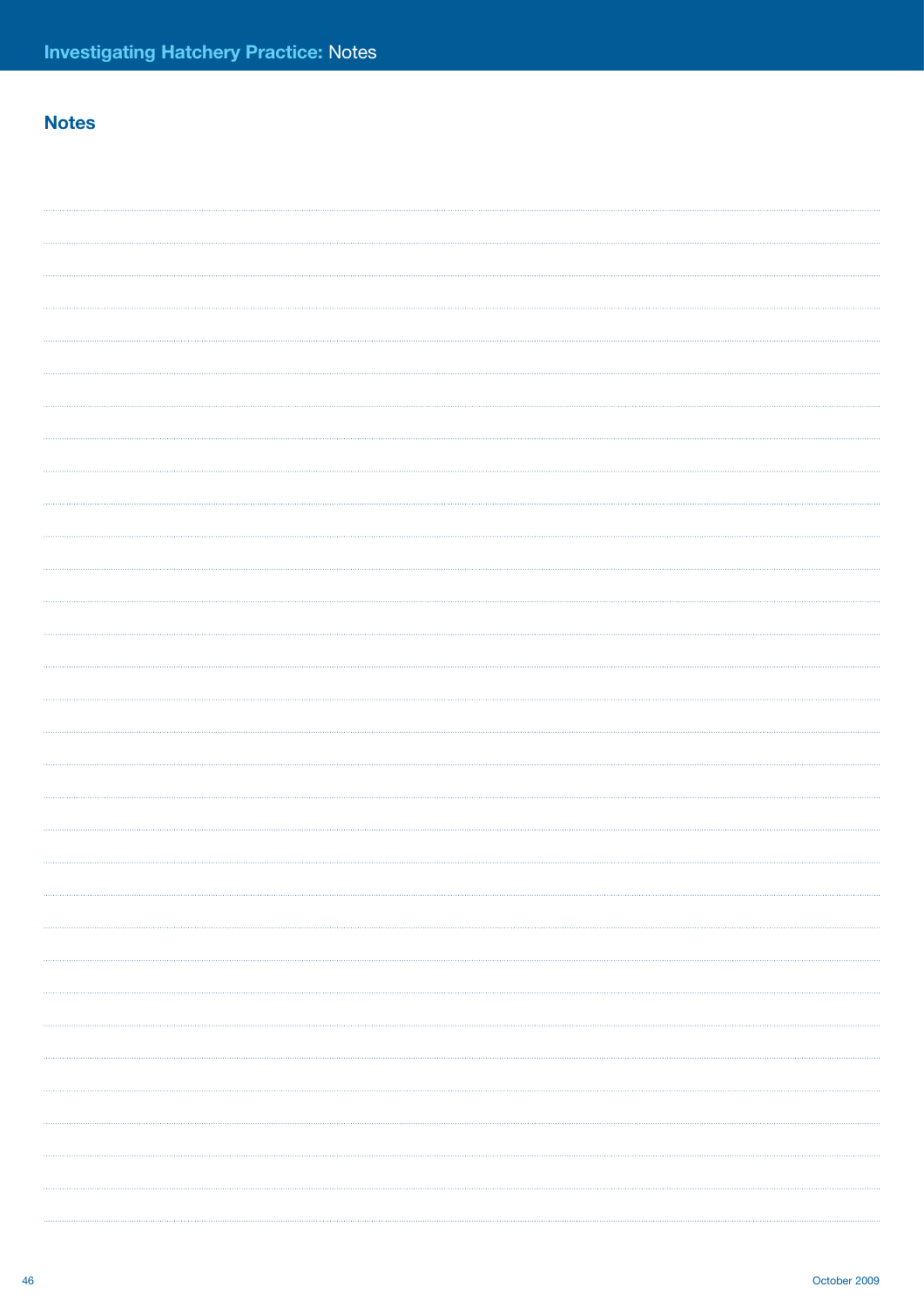## Notes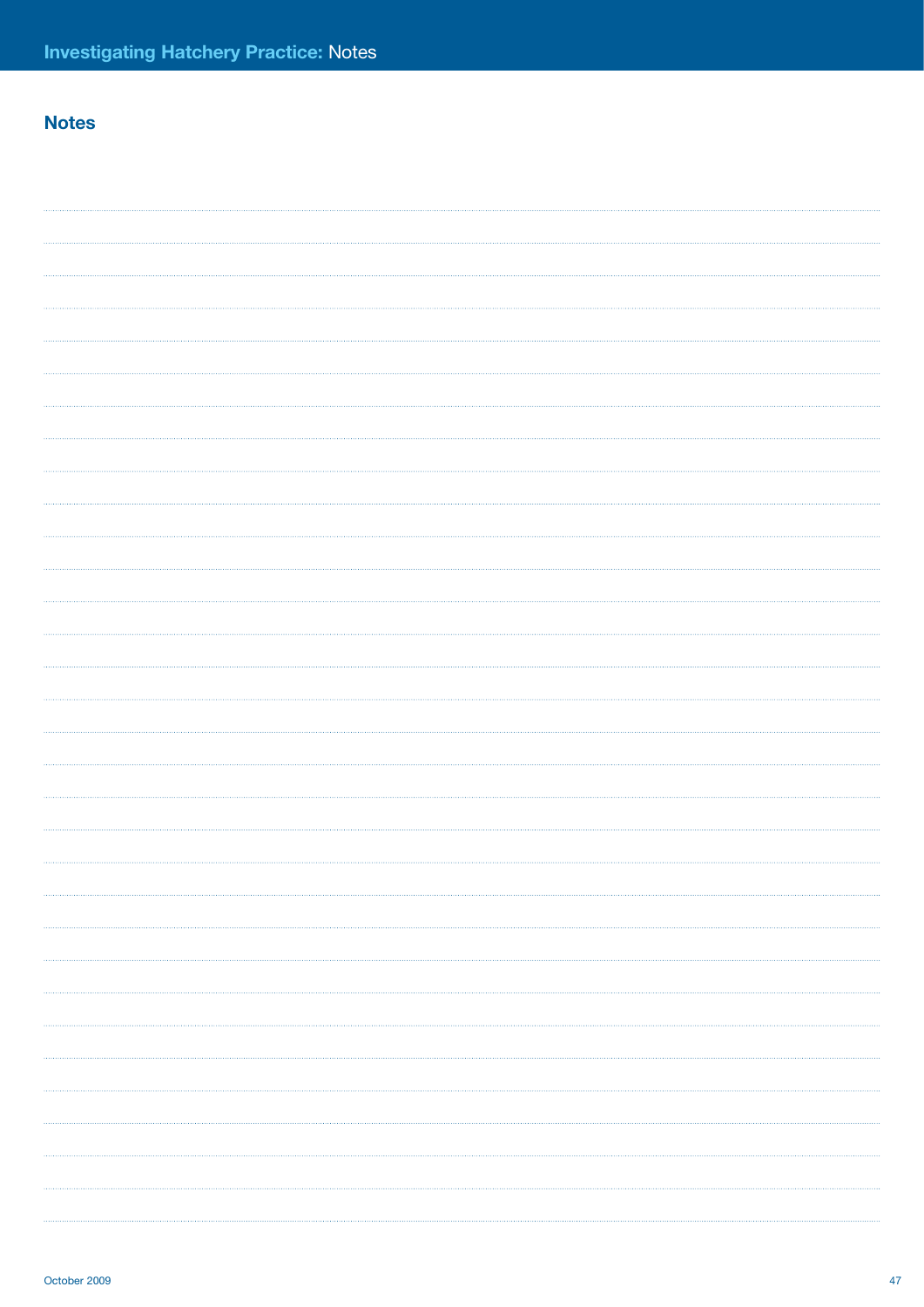## Notes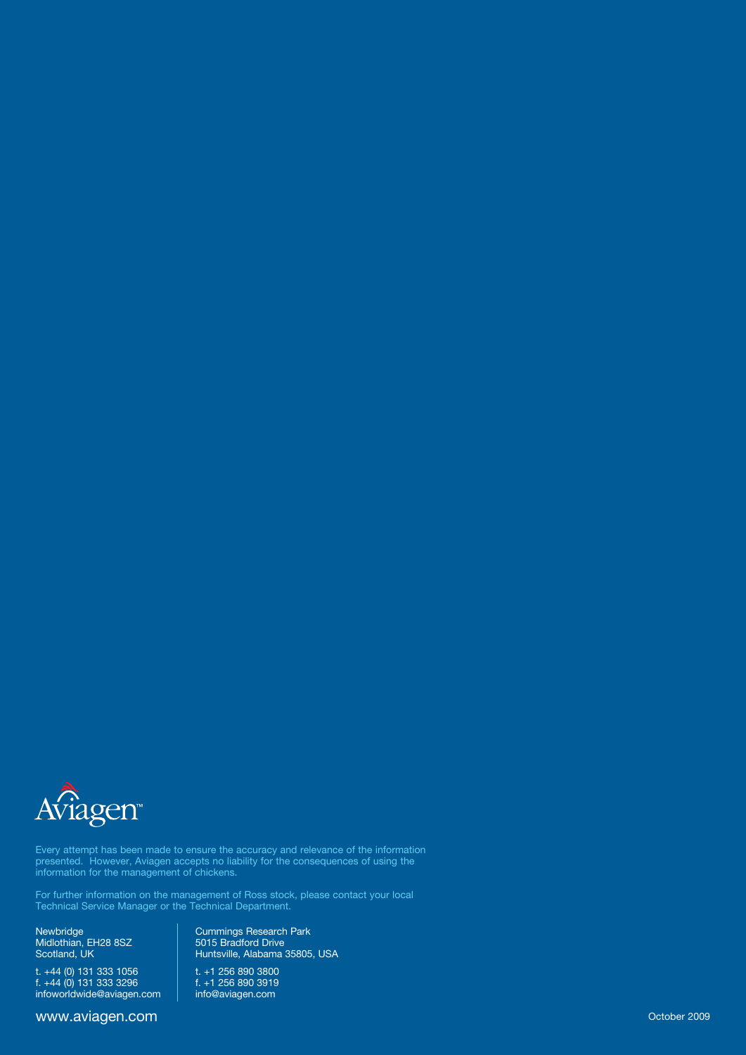Aviagen™

Every attempt has been made to ensure the accuracy and relevance of the information presented. However, Aviagen accepts no liability for the consequences of using the information for the management of chickens.

For further information on the management of Ross stock, please contact your local Technical Service Manager or the Technical Department.

Newbridge
Midlothian, EH28 8SZ
Scotland, UK

t. +44 (0) 131 333 1056
f. +44 (0) 131 333 3296
infoworldwide@aviagen.com

Cummings Research Park
5015 Bradford Drive
Huntsville, Alabama 35805, USA

t. +1 256 890 3800
f. +1 256 890 3919
info@aviagen.com

www.aviagen.com

October 2009